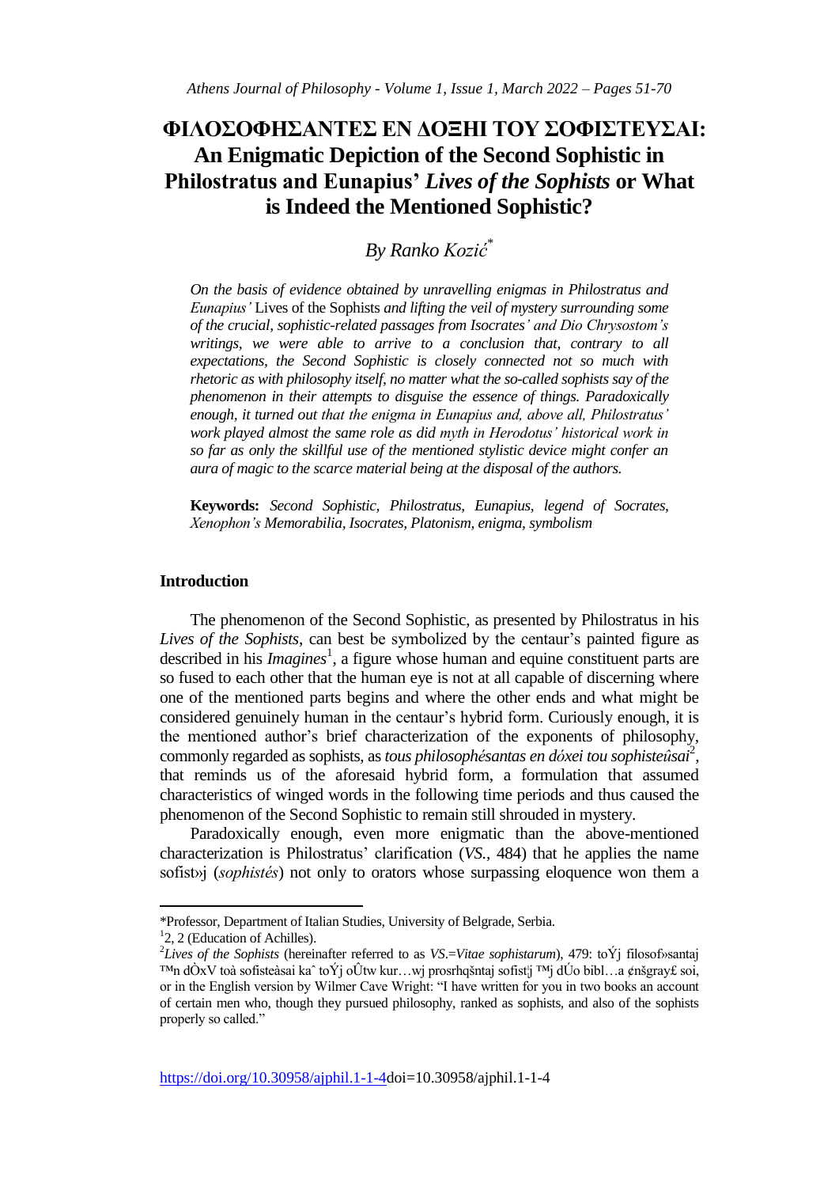# ΦΙΛΟΣΟΦΗΣΑΝΤΕΣ ΕΝ ΔΟΞΗΙ ΤΟΥ ΣΟΦΙΣΤΕΥΣΑΙ: An Enigmatic Depiction of the Second Sophistic in Philostratus and Eunapius' *Lives of the Sophists* or What is Indeed the Mentioned Sophistic?

*By Ranko Kozić*[*]

*On the basis of evidence obtained by unravelling enigmas in Philostratus and Eunapius'* Lives of the Sophists *and lifting the veil of mystery surrounding some of the crucial, sophistic-related passages from Isocrates' and Dio Chrysostom's writings, we were able to arrive to a conclusion that, contrary to all expectations, the Second Sophistic is closely connected not so much with rhetoric as with philosophy itself, no matter what the so-called sophists say of the phenomenon in their attempts to disguise the essence of things. Paradoxically enough, it turned out that the enigma in Eunapius and, above all, Philostratus' work played almost the same role as did myth in Herodotus' historical work in so far as only the skillful use of the mentioned stylistic device might confer an aura of magic to the scarce material being at the disposal of the authors.*

**Keywords:** *Second Sophistic, Philostratus, Eunapius, legend of Socrates, Xenophon's Memorabilia, Isocrates, Platonism, enigma, symbolism*

## Introduction

The phenomenon of the Second Sophistic, as presented by Philostratus in his *Lives of the Sophists*, can best be symbolized by the centaur's painted figure as described in his *Imagines*[1], a figure whose human and equine constituent parts are so fused to each other that the human eye is not at all capable of discerning where one of the mentioned parts begins and where the other ends and what might be considered genuinely human in the centaur's hybrid form. Curiously enough, it is the mentioned author's brief characterization of the exponents of philosophy, commonly regarded as sophists, as *tous philosophésantas en dóxei tou sophisteûsai*[2], that reminds us of the aforesaid hybrid form, a formulation that assumed characteristics of winged words in the following time periods and thus caused the phenomenon of the Second Sophistic to remain still shrouded in mystery.

Paradoxically enough, even more enigmatic than the above-mentioned characterization is Philostratus' clarification (*VS.*, 484) that he applies the name sofist»j (*sophistés*) not only to orators whose surpassing eloquence won them a

---

*Professor, Department of Italian Studies, University of Belgrade, Serbia.

[1] 2, 2 (Education of Achilles).

[2] *Lives of the Sophists* (hereinafter referred to as *VS.*=*Vitae sophistarum*), 479: toÝj filosof»santaj ™n dÒxV toà sofisteàsai kaˆ toÝj oÛtw kur…wj prosrhqšntaj sofist¦j ™j dÚo bibl…a ¢nšgray£ soi, or in the English version by Wilmer Cave Wright: "I have written for you in two books an account of certain men who, though they pursued philosophy, ranked as sophists, and also of the sophists properly so called."

https://doi.org/10.30958/ajphil.1-1-4doi=10.30958/ajphil.1-1-4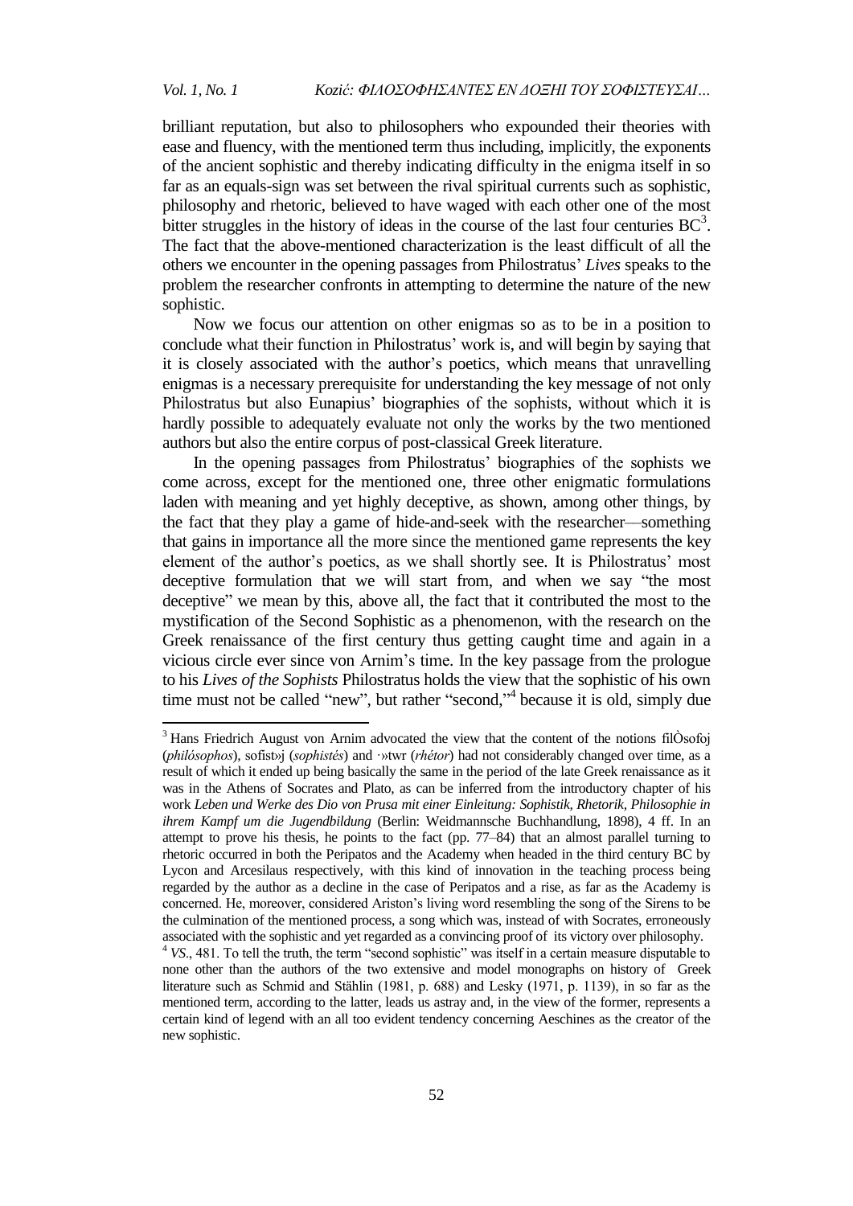brilliant reputation, but also to philosophers who expounded their theories with ease and fluency, with the mentioned term thus including, implicitly, the exponents of the ancient sophistic and thereby indicating difficulty in the enigma itself in so far as an equals-sign was set between the rival spiritual currents such as sophistic, philosophy and rhetoric, believed to have waged with each other one of the most bitter struggles in the history of ideas in the course of the last four centuries BC[3]. The fact that the above-mentioned characterization is the least difficult of all the others we encounter in the opening passages from Philostratus' *Lives* speaks to the problem the researcher confronts in attempting to determine the nature of the new sophistic.

Now we focus our attention on other enigmas so as to be in a position to conclude what their function in Philostratus' work is, and will begin by saying that it is closely associated with the author's poetics, which means that unravelling enigmas is a necessary prerequisite for understanding the key message of not only Philostratus but also Eunapius' biographies of the sophists, without which it is hardly possible to adequately evaluate not only the works by the two mentioned authors but also the entire corpus of post-classical Greek literature.

In the opening passages from Philostratus' biographies of the sophists we come across, except for the mentioned one, three other enigmatic formulations laden with meaning and yet highly deceptive, as shown, among other things, by the fact that they play a game of hide-and-seek with the researcher—something that gains in importance all the more since the mentioned game represents the key element of the author's poetics, as we shall shortly see. It is Philostratus' most deceptive formulation that we will start from, and when we say "the most deceptive" we mean by this, above all, the fact that it contributed the most to the mystification of the Second Sophistic as a phenomenon, with the research on the Greek renaissance of the first century thus getting caught time and again in a vicious circle ever since von Arnim's time. In the key passage from the prologue to his *Lives of the Sophists* Philostratus holds the view that the sophistic of his own time must not be called "new", but rather "second,"[4] because it is old, simply due

---

[3] Hans Friedrich August von Arnim advocated the view that the content of the notions filÒsofoj (*philósophos*), sofist»j (*sophistés*) and ·»twr (*rhétor*) had not considerably changed over time, as a result of which it ended up being basically the same in the period of the late Greek renaissance as it was in the Athens of Socrates and Plato, as can be inferred from the introductory chapter of his work *Leben und Werke des Dio von Prusa mit einer Einleitung: Sophistik, Rhetorik, Philosophie in ihrem Kampf um die Jugendbildung* (Berlin: Weidmannsche Buchhandlung, 1898), 4 ff. In an attempt to prove his thesis, he points to the fact (pp. 77–84) that an almost parallel turning to rhetoric occurred in both the Peripatos and the Academy when headed in the third century BC by Lycon and Arcesilaus respectively, with this kind of innovation in the teaching process being regarded by the author as a decline in the case of Peripatos and a rise, as far as the Academy is concerned. He, moreover, considered Ariston's living word resembling the song of the Sirens to be the culmination of the mentioned process, a song which was, instead of with Socrates, erroneously associated with the sophistic and yet regarded as a convincing proof of its victory over philosophy.

[4] *VS*., 481. To tell the truth, the term "second sophistic" was itself in a certain measure disputable to none other than the authors of the two extensive and model monographs on history of Greek literature such as Schmid and Stählin (1981, p. 688) and Lesky (1971, p. 1139), in so far as the mentioned term, according to the latter, leads us astray and, in the view of the former, represents a certain kind of legend with an all too evident tendency concerning Aeschines as the creator of the new sophistic.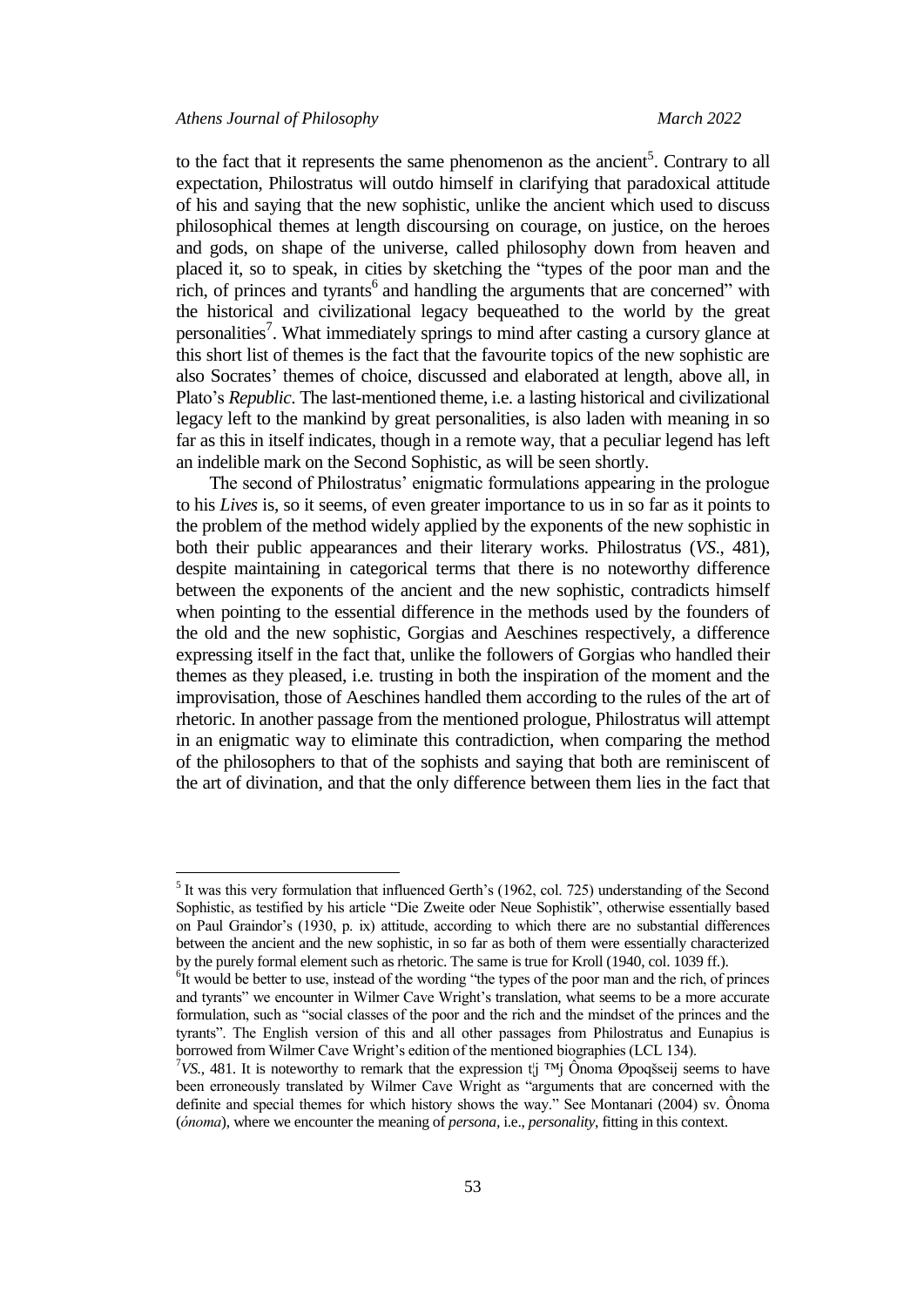to the fact that it represents the same phenomenon as the ancient[5]. Contrary to all expectation, Philostratus will outdo himself in clarifying that paradoxical attitude of his and saying that the new sophistic, unlike the ancient which used to discuss philosophical themes at length discoursing on courage, on justice, on the heroes and gods, on shape of the universe, called philosophy down from heaven and placed it, so to speak, in cities by sketching the "types of the poor man and the rich, of princes and tyrants[6] and handling the arguments that are concerned" with the historical and civilizational legacy bequeathed to the world by the great personalities[7]. What immediately springs to mind after casting a cursory glance at this short list of themes is the fact that the favourite topics of the new sophistic are also Socrates' themes of choice, discussed and elaborated at length, above all, in Plato's *Republic*. The last-mentioned theme, i.e. a lasting historical and civilizational legacy left to the mankind by great personalities, is also laden with meaning in so far as this in itself indicates, though in a remote way, that a peculiar legend has left an indelible mark on the Second Sophistic, as will be seen shortly.

The second of Philostratus' enigmatic formulations appearing in the prologue to his *Lives* is, so it seems, of even greater importance to us in so far as it points to the problem of the method widely applied by the exponents of the new sophistic in both their public appearances and their literary works. Philostratus (*VS*., 481), despite maintaining in categorical terms that there is no noteworthy difference between the exponents of the ancient and the new sophistic, contradicts himself when pointing to the essential difference in the methods used by the founders of the old and the new sophistic, Gorgias and Aeschines respectively, a difference expressing itself in the fact that, unlike the followers of Gorgias who handled their themes as they pleased, i.e. trusting in both the inspiration of the moment and the improvisation, those of Aeschines handled them according to the rules of the art of rhetoric. In another passage from the mentioned prologue, Philostratus will attempt in an enigmatic way to eliminate this contradiction, when comparing the method of the philosophers to that of the sophists and saying that both are reminiscent of the art of divination, and that the only difference between them lies in the fact that

---

[5] It was this very formulation that influenced Gerth's (1962, col. 725) understanding of the Second Sophistic, as testified by his article "Die Zweite oder Neue Sophistik", otherwise essentially based on Paul Graindor's (1930, p. ix) attitude, according to which there are no substantial differences between the ancient and the new sophistic, in so far as both of them were essentially characterized by the purely formal element such as rhetoric. The same is true for Kroll (1940, col. 1039 ff.).

[6] It would be better to use, instead of the wording "the types of the poor man and the rich, of princes and tyrants" we encounter in Wilmer Cave Wright's translation, what seems to be a more accurate formulation, such as "social classes of the poor and the rich and the mindset of the princes and the tyrants". The English version of this and all other passages from Philostratus and Eunapius is borrowed from Wilmer Cave Wright's edition of the mentioned biographies (LCL 134).

[7] *VS.*, 481. It is noteworthy to remark that the expression t¦j ™j Ônoma Øpoqšseij seems to have been erroneously translated by Wilmer Cave Wright as "arguments that are concerned with the definite and special themes for which history shows the way." See Montanari (2004) sv. Ônoma (*ónoma*), where we encounter the meaning of *persona*, i.e., *personality*, fitting in this context.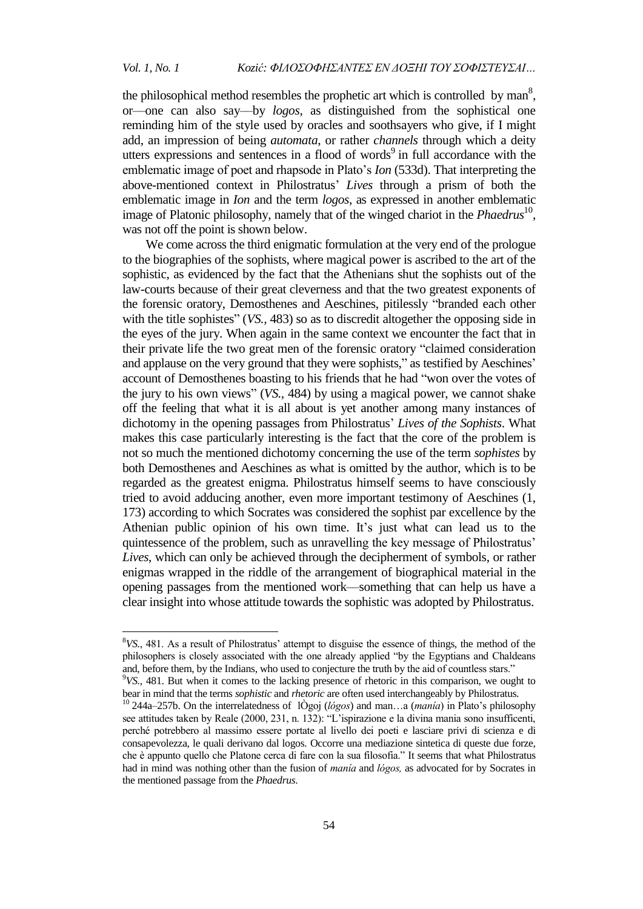the philosophical method resembles the prophetic art which is controlled by man[8], or—one can also say—by *logos*, as distinguished from the sophistical one reminding him of the style used by oracles and soothsayers who give, if I might add, an impression of being *automata*, or rather *channels* through which a deity utters expressions and sentences in a flood of words[9] in full accordance with the emblematic image of poet and rhapsode in Plato's *Ion* (533d). That interpreting the above-mentioned context in Philostratus' *Lives* through a prism of both the emblematic image in *Ion* and the term *logos*, as expressed in another emblematic image of Platonic philosophy, namely that of the winged chariot in the *Phaedrus*[10], was not off the point is shown below.

We come across the third enigmatic formulation at the very end of the prologue to the biographies of the sophists, where magical power is ascribed to the art of the sophistic, as evidenced by the fact that the Athenians shut the sophists out of the law-courts because of their great cleverness and that the two greatest exponents of the forensic oratory, Demosthenes and Aeschines, pitilessly "branded each other with the title sophistes" (*VS.,* 483) so as to discredit altogether the opposing side in the eyes of the jury. When again in the same context we encounter the fact that in their private life the two great men of the forensic oratory "claimed consideration and applause on the very ground that they were sophists," as testified by Aeschines' account of Demosthenes boasting to his friends that he had "won over the votes of the jury to his own views" (*VS.*, 484) by using a magical power, we cannot shake off the feeling that what it is all about is yet another among many instances of dichotomy in the opening passages from Philostratus' *Lives of the Sophists*. What makes this case particularly interesting is the fact that the core of the problem is not so much the mentioned dichotomy concerning the use of the term *sophistes* by both Demosthenes and Aeschines as what is omitted by the author, which is to be regarded as the greatest enigma. Philostratus himself seems to have consciously tried to avoid adducing another, even more important testimony of Aeschines (1, 173) according to which Socrates was considered the sophist par excellence by the Athenian public opinion of his own time. It's just what can lead us to the quintessence of the problem, such as unravelling the key message of Philostratus' *Lives*, which can only be achieved through the decipherment of symbols, or rather enigmas wrapped in the riddle of the arrangement of biographical material in the opening passages from the mentioned work—something that can help us have a clear insight into whose attitude towards the sophistic was adopted by Philostratus.

---

[8] *VS.*, 481. As a result of Philostratus' attempt to disguise the essence of things, the method of the philosophers is closely associated with the one already applied "by the Egyptians and Chaldeans and, before them, by the Indians, who used to conjecture the truth by the aid of countless stars."

[9] *VS.*, 481. But when it comes to the lacking presence of rhetoric in this comparison, we ought to bear in mind that the terms *sophistic* and *rhetoric* are often used interchangeably by Philostratus.

[10] 244a–257b. On the interrelatedness of λόγος (*lógos*) and μανία (*manía*) in Plato's philosophy see attitudes taken by Reale (2000, 231, n. 132): "L'ispirazione e la divina mania sono insufficenti, perché potrebbero al massimo essere portate al livello dei poeti e lasciare privi di scienza e di consapevolezza, le quali derivano dal logos. Occorre una mediazione sintetica di queste due forze, che è appunto quello che Platone cerca di fare con la sua filosofia." It seems that what Philostratus had in mind was nothing other than the fusion of *manía* and *lógos,* as advocated for by Socrates in the mentioned passage from the *Phaedrus*.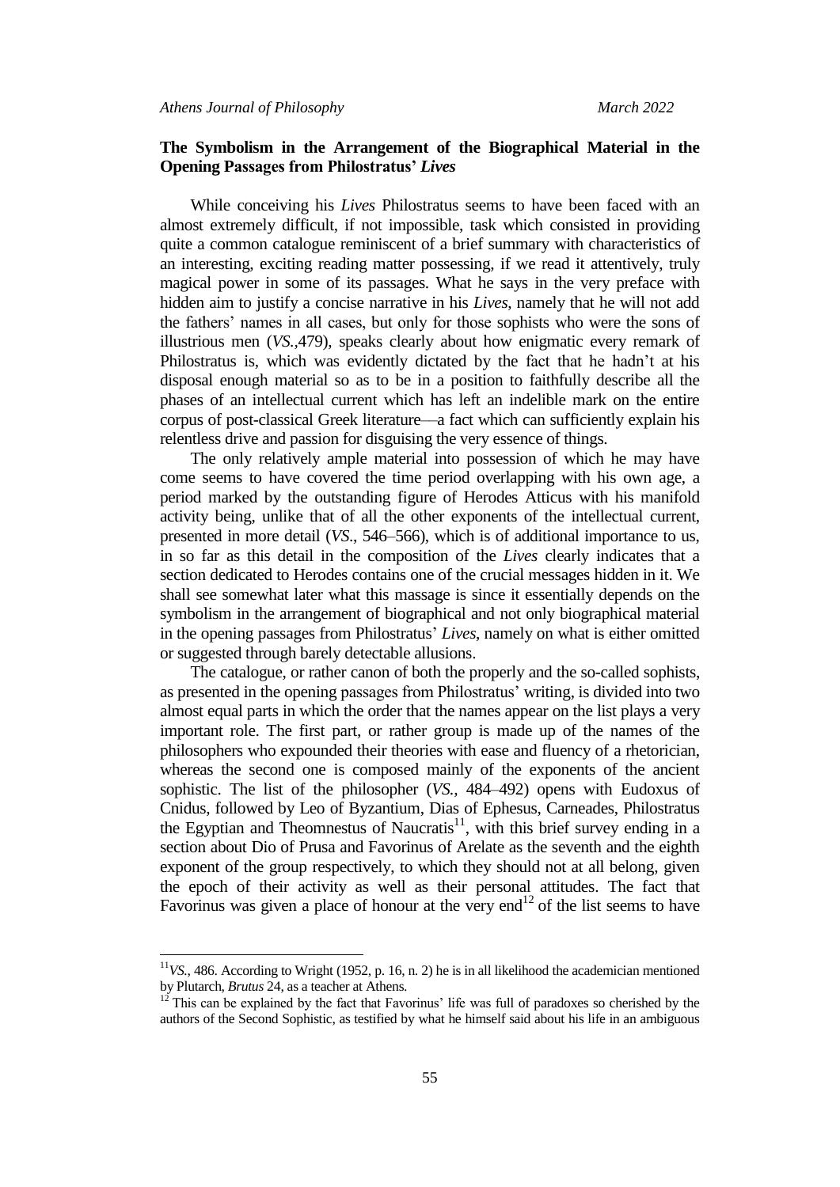## The Symbolism in the Arrangement of the Biographical Material in the Opening Passages from Philostratus' *Lives*

While conceiving his *Lives* Philostratus seems to have been faced with an almost extremely difficult, if not impossible, task which consisted in providing quite a common catalogue reminiscent of a brief summary with characteristics of an interesting, exciting reading matter possessing, if we read it attentively, truly magical power in some of its passages. What he says in the very preface with hidden aim to justify a concise narrative in his *Lives*, namely that he will not add the fathers' names in all cases, but only for those sophists who were the sons of illustrious men (*VS.*,479), speaks clearly about how enigmatic every remark of Philostratus is, which was evidently dictated by the fact that he hadn't at his disposal enough material so as to be in a position to faithfully describe all the phases of an intellectual current which has left an indelible mark on the entire corpus of post-classical Greek literature—a fact which can sufficiently explain his relentless drive and passion for disguising the very essence of things.

The only relatively ample material into possession of which he may have come seems to have covered the time period overlapping with his own age, a period marked by the outstanding figure of Herodes Atticus with his manifold activity being, unlike that of all the other exponents of the intellectual current, presented in more detail (*VS.*, 546–566), which is of additional importance to us, in so far as this detail in the composition of the *Lives* clearly indicates that a section dedicated to Herodes contains one of the crucial messages hidden in it. We shall see somewhat later what this massage is since it essentially depends on the symbolism in the arrangement of biographical and not only biographical material in the opening passages from Philostratus' *Lives*, namely on what is either omitted or suggested through barely detectable allusions.

The catalogue, or rather canon of both the properly and the so-called sophists, as presented in the opening passages from Philostratus' writing, is divided into two almost equal parts in which the order that the names appear on the list plays a very important role. The first part, or rather group is made up of the names of the philosophers who expounded their theories with ease and fluency of a rhetorician, whereas the second one is composed mainly of the exponents of the ancient sophistic. The list of the philosopher (*VS.*, 484–492) opens with Eudoxus of Cnidus, followed by Leo of Byzantium, Dias of Ephesus, Carneades, Philostratus the Egyptian and Theomnestus of Naucratis[11], with this brief survey ending in a section about Dio of Prusa and Favorinus of Arelate as the seventh and the eighth exponent of the group respectively, to which they should not at all belong, given the epoch of their activity as well as their personal attitudes. The fact that Favorinus was given a place of honour at the very end[12] of the list seems to have

---

[11] *VS.*, 486. According to Wright (1952, p. 16, n. 2) he is in all likelihood the academician mentioned by Plutarch, *Brutus* 24, as a teacher at Athens.

[12] This can be explained by the fact that Favorinus' life was full of paradoxes so cherished by the authors of the Second Sophistic, as testified by what he himself said about his life in an ambiguous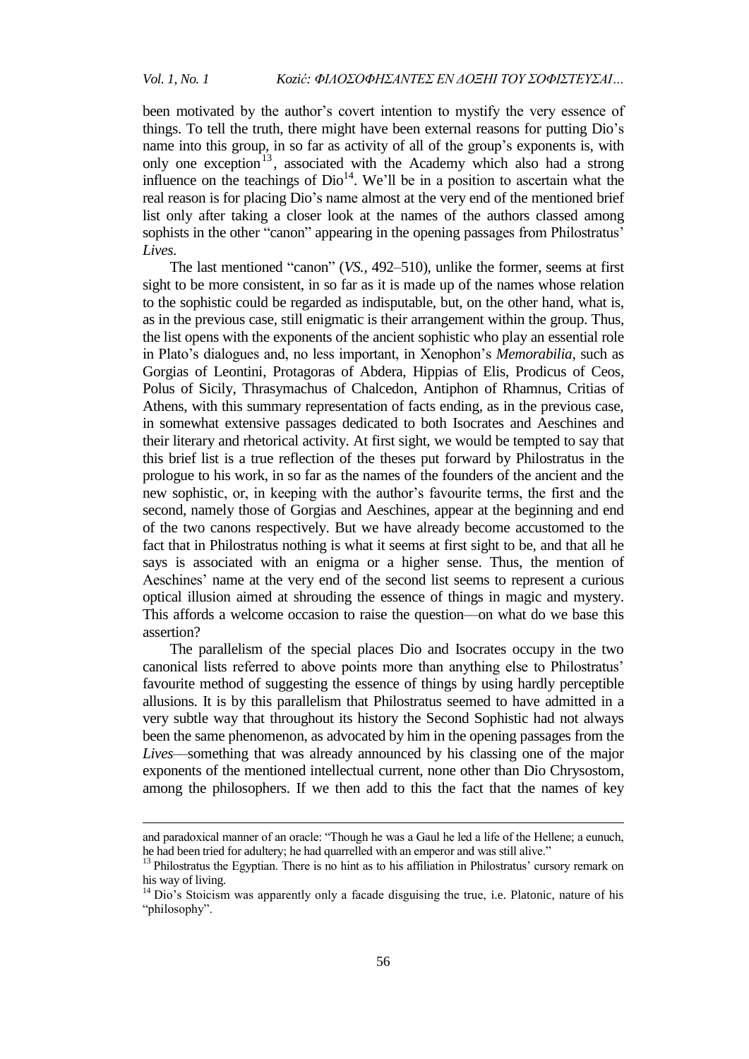been motivated by the author's covert intention to mystify the very essence of things. To tell the truth, there might have been external reasons for putting Dio's name into this group, in so far as activity of all of the group's exponents is, with only one exception[13], associated with the Academy which also had a strong influence on the teachings of Dio[14]. We'll be in a position to ascertain what the real reason is for placing Dio's name almost at the very end of the mentioned brief list only after taking a closer look at the names of the authors classed among sophists in the other "canon" appearing in the opening passages from Philostratus' *Lives*.

The last mentioned "canon" (*VS.*, 492–510), unlike the former, seems at first sight to be more consistent, in so far as it is made up of the names whose relation to the sophistic could be regarded as indisputable, but, on the other hand, what is, as in the previous case, still enigmatic is their arrangement within the group. Thus, the list opens with the exponents of the ancient sophistic who play an essential role in Plato's dialogues and, no less important, in Xenophon's *Memorabilia*, such as Gorgias of Leontini, Protagoras of Abdera, Hippias of Elis, Prodicus of Ceos, Polus of Sicily, Thrasymachus of Chalcedon, Antiphon of Rhamnus, Critias of Athens, with this summary representation of facts ending, as in the previous case, in somewhat extensive passages dedicated to both Isocrates and Aeschines and their literary and rhetorical activity. At first sight, we would be tempted to say that this brief list is a true reflection of the theses put forward by Philostratus in the prologue to his work, in so far as the names of the founders of the ancient and the new sophistic, or, in keeping with the author's favourite terms, the first and the second, namely those of Gorgias and Aeschines, appear at the beginning and end of the two canons respectively. But we have already become accustomed to the fact that in Philostratus nothing is what it seems at first sight to be, and that all he says is associated with an enigma or a higher sense. Thus, the mention of Aeschines' name at the very end of the second list seems to represent a curious optical illusion aimed at shrouding the essence of things in magic and mystery. This affords a welcome occasion to raise the question—on what do we base this assertion?

The parallelism of the special places Dio and Isocrates occupy in the two canonical lists referred to above points more than anything else to Philostratus' favourite method of suggesting the essence of things by using hardly perceptible allusions. It is by this parallelism that Philostratus seemed to have admitted in a very subtle way that throughout its history the Second Sophistic had not always been the same phenomenon, as advocated by him in the opening passages from the *Lives*—something that was already announced by his classing one of the major exponents of the mentioned intellectual current, none other than Dio Chrysostom, among the philosophers. If we then add to this the fact that the names of key

---

and paradoxical manner of an oracle: "Though he was a Gaul he led a life of the Hellene; a eunuch, he had been tried for adultery; he had quarrelled with an emperor and was still alive."

[13] Philostratus the Egyptian. There is no hint as to his affiliation in Philostratus' cursory remark on his way of living.

[14] Dio's Stoicism was apparently only a facade disguising the true, i.e. Platonic, nature of his "philosophy".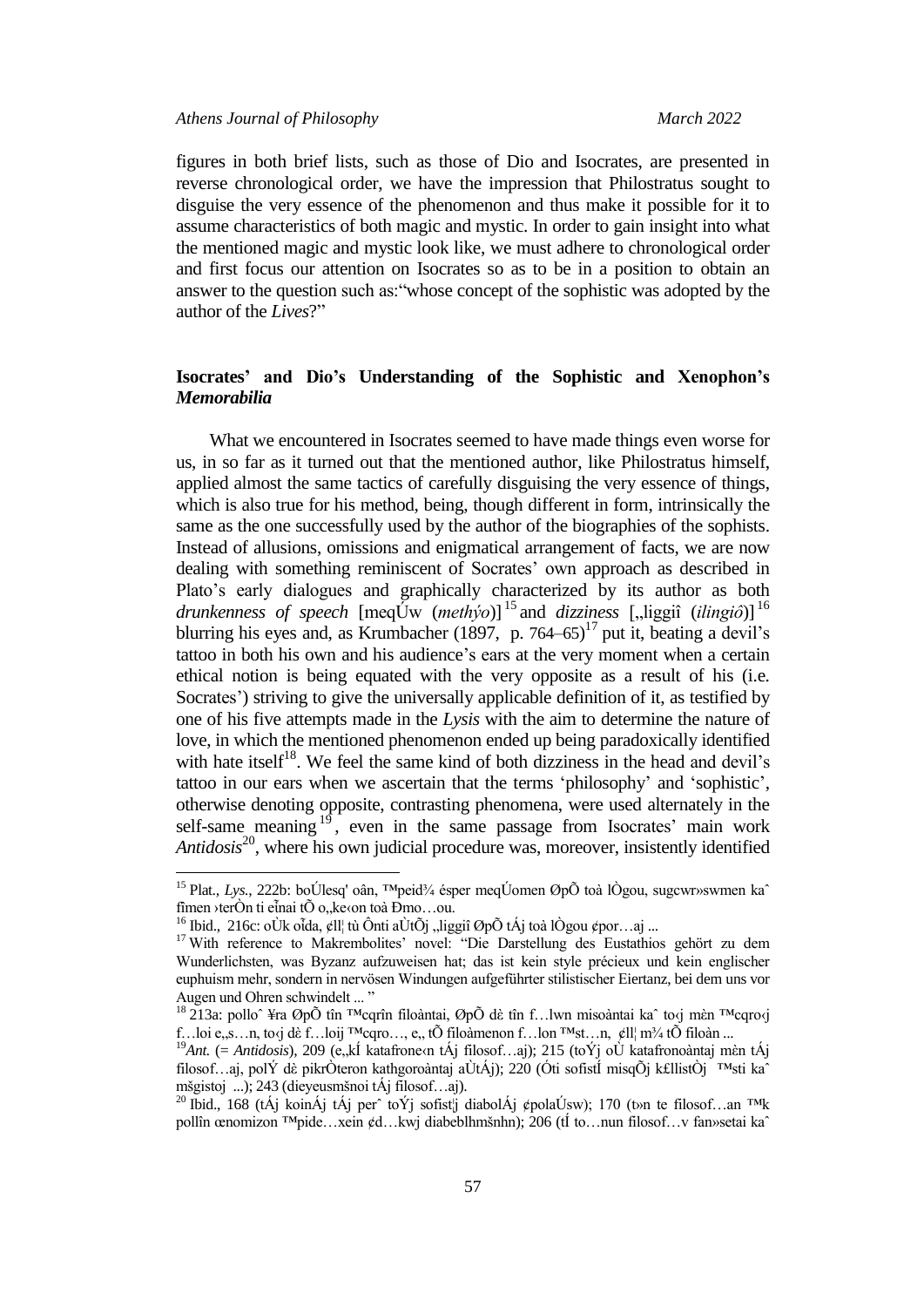figures in both brief lists, such as those of Dio and Isocrates, are presented in reverse chronological order, we have the impression that Philostratus sought to disguise the very essence of the phenomenon and thus make it possible for it to assume characteristics of both magic and mystic. In order to gain insight into what the mentioned magic and mystic look like, we must adhere to chronological order and first focus our attention on Isocrates so as to be in a position to obtain an answer to the question such as:"whose concept of the sophistic was adopted by the author of the *Lives*?"

## Isocrates' and Dio's Understanding of the Sophistic and Xenophon's *Memorabilia*

What we encountered in Isocrates seemed to have made things even worse for us, in so far as it turned out that the mentioned author, like Philostratus himself, applied almost the same tactics of carefully disguising the very essence of things, which is also true for his method, being, though different in form, intrinsically the same as the one successfully used by the author of the biographies of the sophists. Instead of allusions, omissions and enigmatical arrangement of facts, we are now dealing with something reminiscent of Socrates' own approach as described in Plato's early dialogues and graphically characterized by its author as both *drunkenness of speech* [meqÚw (*methýo*)][15] and *dizziness* [„liggiî (*ilingiô*)][16] blurring his eyes and, as Krumbacher (1897, p. 764–65)[17] put it, beating a devil's tattoo in both his own and his audience's ears at the very moment when a certain ethical notion is being equated with the very opposite as a result of his (i.e. Socrates') striving to give the universally applicable definition of it, as testified by one of his five attempts made in the *Lysis* with the aim to determine the nature of love, in which the mentioned phenomenon ended up being paradoxically identified with hate itself[18]. We feel the same kind of both dizziness in the head and devil's tattoo in our ears when we ascertain that the terms 'philosophy' and 'sophistic', otherwise denoting opposite, contrasting phenomena, were used alternately in the self-same meaning[19], even in the same passage from Isocrates' main work *Antidosis*[20], where his own judicial procedure was, moreover, insistently identified

---

[15] Plat., *Lys.*, 222b: boÚlesq' oân, ™peid¾ ésper meqÚomen ØpÕ toà lÒgou, sugcwr»swmen kaˆ fÏmen ›terÒn ti eἶnai tÕ o„ke‹on toà Ðmo…ou.

[16] Ibid., 216c: oÙk oἶda, ¢ll¦ tù Ônti aÙtÕj „liggiî ØpÕ tÁj toà lÒgou ¢por…aj ...

[17] With reference to Makrembolites' novel: "Die Darstellung des Eustathios gehört zu dem Wunderlichsten, was Byzanz aufzuweisen hat; das ist kein style précieux und kein englischer euphuism mehr, sondern in nervösen Windungen aufgeführter stilistischer Eiertanz, bei dem uns vor Augen und Ohren schwindelt ... "

[18] 213a: polloˆ ¥ra ØpÕ tîn ™cqrîn filoàntai, ØpÕ dὲ tîn f…lwn misoàntai kaˆ to‹j mὲn ™cqro‹j f…loi e„s…n, to‹j dὲ f…loij ™cqro…, e„ tÕ filoàmenon f…lon ™st…n, ¢ll¦ m¾ tÕ filoàn ...

[19] *Ant.* (= *Antidosis*), 209 (e„kÍ katafrone‹n tÁj filosof…aj); 215 (toÝj oÙ katafronoàntaj mὲn tÁj filosof…aj, polÝ dὲ pikrÒteron kathgoroàntaj aÙtÁj); 220 (Óti sofistÍ misqÕj k£llistÒj ™sti kaˆ mšgistoj ...); 243 (dieyeusmšnoi tÁj filosof…aj).

[20] Ibid., 168 (tÁj koinÁj tÁj perˆ toÝj sofist¦j diabolÁj ¢polaÚsw); 170 (t»n te filosof…an ™k pollîn œnomizon ™pide…xein ¢d…kwj diabeblhmšnhn); 206 (tÍ to…nun filosof…v fan»setai kaˆ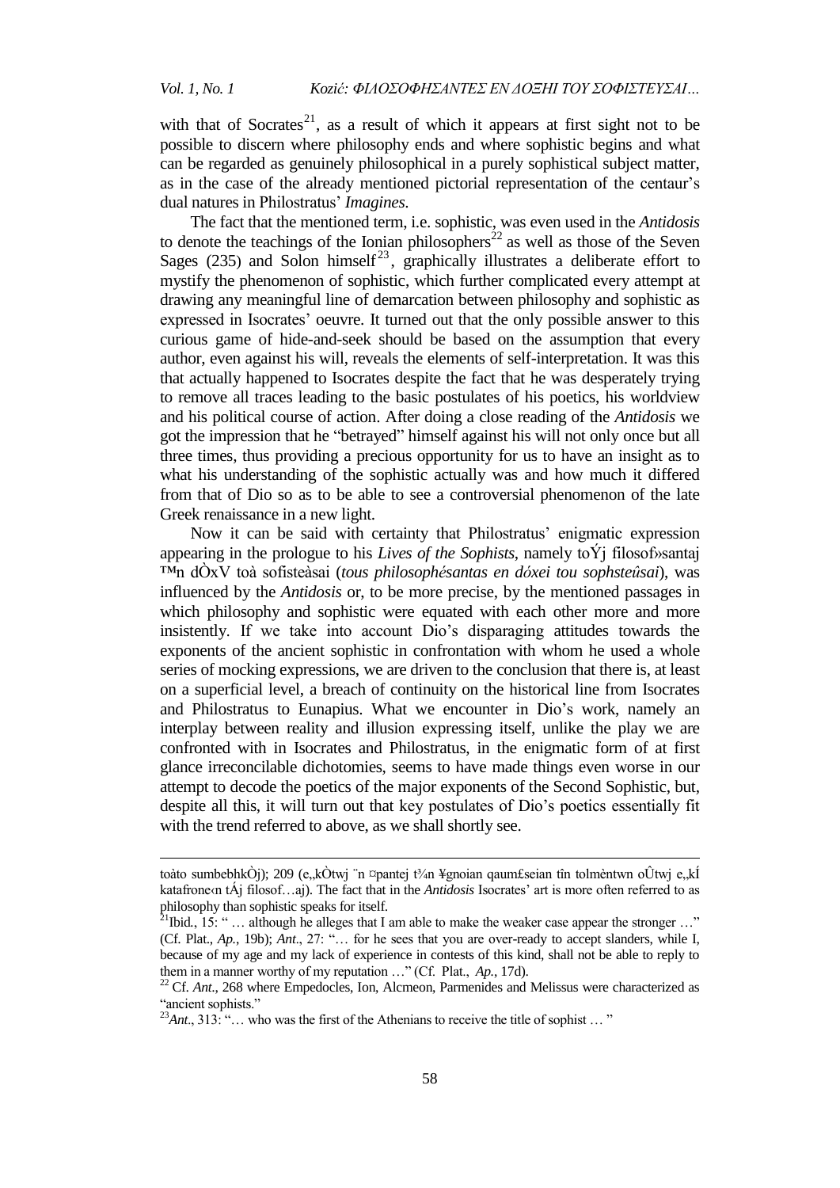with that of Socrates[21], as a result of which it appears at first sight not to be possible to discern where philosophy ends and where sophistic begins and what can be regarded as genuinely philosophical in a purely sophistical subject matter, as in the case of the already mentioned pictorial representation of the centaur's dual natures in Philostratus' *Imagines*.

The fact that the mentioned term, i.e. sophistic, was even used in the *Antidosis* to denote the teachings of the Ionian philosophers[22] as well as those of the Seven Sages (235) and Solon himself[23], graphically illustrates a deliberate effort to mystify the phenomenon of sophistic, which further complicated every attempt at drawing any meaningful line of demarcation between philosophy and sophistic as expressed in Isocrates' oeuvre. It turned out that the only possible answer to this curious game of hide-and-seek should be based on the assumption that every author, even against his will, reveals the elements of self-interpretation. It was this that actually happened to Isocrates despite the fact that he was desperately trying to remove all traces leading to the basic postulates of his poetics, his worldview and his political course of action. After doing a close reading of the *Antidosis* we got the impression that he "betrayed" himself against his will not only once but all three times, thus providing a precious opportunity for us to have an insight as to what his understanding of the sophistic actually was and how much it differed from that of Dio so as to be able to see a controversial phenomenon of the late Greek renaissance in a new light.

Now it can be said with certainty that Philostratus' enigmatic expression appearing in the prologue to his *Lives of the Sophists*, namely toÝj filosof»santaj ™n dÒxV toà sofisteàsai (*tous philosophésantas en dóxei tou sophsteûsai*), was influenced by the *Antidosis* or, to be more precise, by the mentioned passages in which philosophy and sophistic were equated with each other more and more insistently. If we take into account Dio's disparaging attitudes towards the exponents of the ancient sophistic in confrontation with whom he used a whole series of mocking expressions, we are driven to the conclusion that there is, at least on a superficial level, a breach of continuity on the historical line from Isocrates and Philostratus to Eunapius. What we encounter in Dio's work, namely an interplay between reality and illusion expressing itself, unlike the play we are confronted with in Isocrates and Philostratus, in the enigmatic form of at first glance irreconcilable dichotomies, seems to have made things even worse in our attempt to decode the poetics of the major exponents of the Second Sophistic, but, despite all this, it will turn out that key postulates of Dio's poetics essentially fit with the trend referred to above, as we shall shortly see.

---

toàto sumbebhkÒj); 209 (e„kÒtwj ¨n ¤pantej t¾n ¥gnoian qaum£seian tîn tolmèntwn oÛtwj e„kÍ katafrone‹n tÁj filosof…aj). The fact that in the *Antidosis* Isocrates' art is more often referred to as philosophy than sophistic speaks for itself.

[21] Ibid., 15: "… although he alleges that I am able to make the weaker case appear the stronger …" (Cf. Plat., *Ap.*, 19b); *Ant*., 27: "… for he sees that you are over-ready to accept slanders, while I, because of my age and my lack of experience in contests of this kind, shall not be able to reply to them in a manner worthy of my reputation …" (Cf. Plat., *Ap.*, 17d).

[22] Cf. *Ant*., 268 where Empedocles, Ion, Alcmeon, Parmenides and Melissus were characterized as "ancient sophists."

[23] *Ant*., 313: "… who was the first of the Athenians to receive the title of sophist … "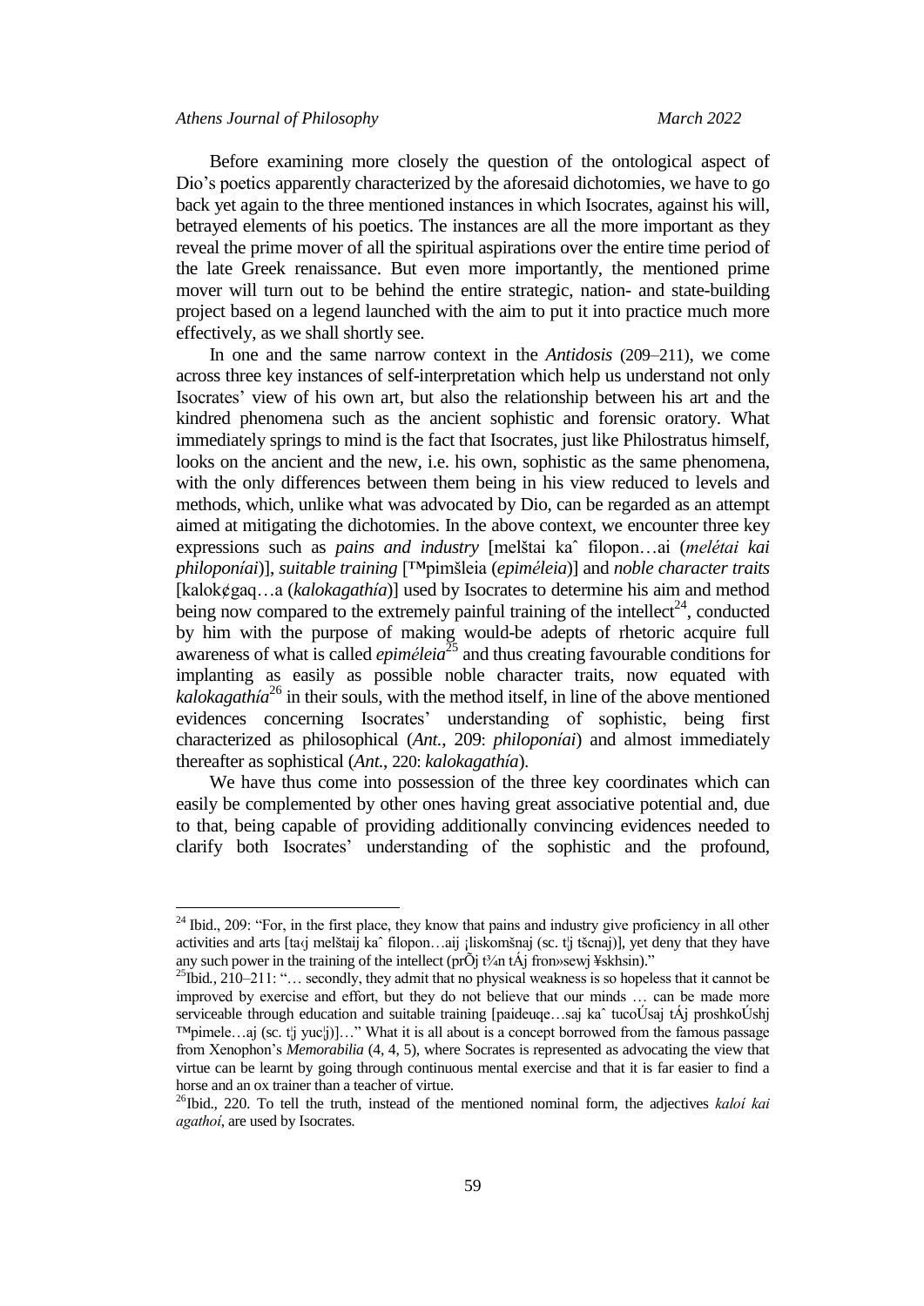Before examining more closely the question of the ontological aspect of Dio's poetics apparently characterized by the aforesaid dichotomies, we have to go back yet again to the three mentioned instances in which Isocrates, against his will, betrayed elements of his poetics. The instances are all the more important as they reveal the prime mover of all the spiritual aspirations over the entire time period of the late Greek renaissance. But even more importantly, the mentioned prime mover will turn out to be behind the entire strategic, nation- and state-building project based on a legend launched with the aim to put it into practice much more effectively, as we shall shortly see.

In one and the same narrow context in the *Antidosis* (209–211), we come across three key instances of self-interpretation which help us understand not only Isocrates' view of his own art, but also the relationship between his art and the kindred phenomena such as the ancient sophistic and forensic oratory. What immediately springs to mind is the fact that Isocrates, just like Philostratus himself, looks on the ancient and the new, i.e. his own, sophistic as the same phenomena, with the only differences between them being in his view reduced to levels and methods, which, unlike what was advocated by Dio, can be regarded as an attempt aimed at mitigating the dichotomies. In the above context, we encounter three key expressions such as *pains and industry* [melštai kaˆ filopon…ai (*melétai kai philoponíai*)], *suitable training* [™pimšleia (*epiméleia*)] and *noble character traits* [kalok¢gaq…a (*kalokagathía*)] used by Isocrates to determine his aim and method being now compared to the extremely painful training of the intellect[24], conducted by him with the purpose of making would-be adepts of rhetoric acquire full awareness of what is called *epiméleia*[25] and thus creating favourable conditions for implanting as easily as possible noble character traits, now equated with *kalokagathía*[26] in their souls, with the method itself, in line of the above mentioned evidences concerning Isocrates' understanding of sophistic, being first characterized as philosophical (*Ant.*, 209: *philoponíai*) and almost immediately thereafter as sophistical (*Ant.*, 220: *kalokagathía*).

We have thus come into possession of the three key coordinates which can easily be complemented by other ones having great associative potential and, due to that, being capable of providing additionally convincing evidences needed to clarify both Isocrates' understanding of the sophistic and the profound,

---

[24] Ibid., 209: "For, in the first place, they know that pains and industry give proficiency in all other activities and arts [ta‹j melštaij kaˆ filopon…aij ¡liskomšnaj (sc. t¦j tšcnaj)], yet deny that they have any such power in the training of the intellect (prÕj t¾n tÁj fron»sewj ¥skhsin)."

[25] Ibid., 210–211: "… secondly, they admit that no physical weakness is so hopeless that it cannot be improved by exercise and effort, but they do not believe that our minds … can be made more serviceable through education and suitable training [paideuqe…saj kaˆ tucoÚsaj tÁj proshkoÚshj ™pimele…aj (sc. t¦j yuc¦j)]…" What it is all about is a concept borrowed from the famous passage from Xenophon's *Memorabilia* (4, 4, 5), where Socrates is represented as advocating the view that virtue can be learnt by going through continuous mental exercise and that it is far easier to find a horse and an ox trainer than a teacher of virtue.

[26] Ibid., 220. To tell the truth, instead of the mentioned nominal form, the adjectives *kaloí kai agathoí*, are used by Isocrates.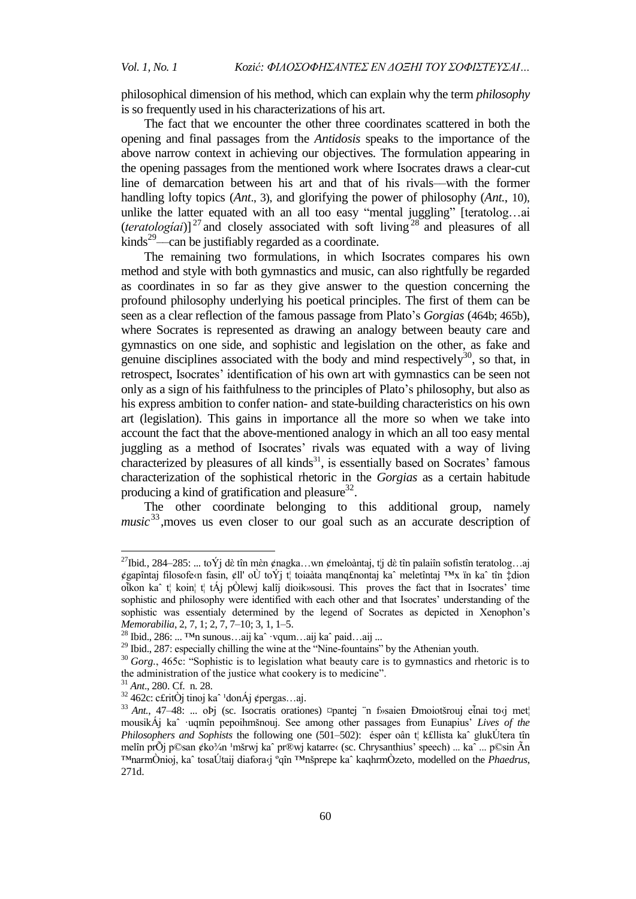philosophical dimension of his method, which can explain why the term *philosophy* is so frequently used in his characterizations of his art.

The fact that we encounter the other three coordinates scattered in both the opening and final passages from the *Antidosis* speaks to the importance of the above narrow context in achieving our objectives. The formulation appearing in the opening passages from the mentioned work where Isocrates draws a clear-cut line of demarcation between his art and that of his rivals—with the former handling lofty topics (*Ant*., 3), and glorifying the power of philosophy (*Ant.*, 10), unlike the latter equated with an all too easy "mental juggling" [teratolog…ai (*teratologíai*)][27] and closely associated with soft living[28] and pleasures of all kinds[29]—can be justifiably regarded as a coordinate.

The remaining two formulations, in which Isocrates compares his own method and style with both gymnastics and music, can also rightfully be regarded as coordinates in so far as they give answer to the question concerning the profound philosophy underlying his poetical principles. The first of them can be seen as a clear reflection of the famous passage from Plato's *Gorgias* (464b; 465b), where Socrates is represented as drawing an analogy between beauty care and gymnastics on one side, and sophistic and legislation on the other, as fake and genuine disciplines associated with the body and mind respectively[30], so that, in retrospect, Isocrates' identification of his own art with gymnastics can be seen not only as a sign of his faithfulness to the principles of Plato's philosophy, but also as his express ambition to confer nation- and state-building characteristics on his own art (legislation). This gains in importance all the more so when we take into account the fact that the above-mentioned analogy in which an all too easy mental juggling as a method of Isocrates' rivals was equated with a way of living characterized by pleasures of all kinds[31], is essentially based on Socrates' famous characterization of the sophistical rhetoric in the *Gorgias* as a certain habitude producing a kind of gratification and pleasure[32].

The other coordinate belonging to this additional group, namely *music*[33],moves us even closer to our goal such as an accurate description of

---

[27] Ibid., 284–285: ... toÝj dὲ tîn mὲn ¢nagka…wn ¢meloàntaj, t¦j dὲ tîn palaiîn sofistîn teratolog…aj ¢gapîntaj filosofe‹n fasin, ¢ll' oÙ toÝj t¦ toiaàta manq£nontaj kaˆ meletîntaj ™x ïn kaˆ tÕn ‡dion oἶkon kaˆ t¦ koin¦ t¦ tÁj pÒlewj kalîj dioik»sousi. This proves the fact that in Isocrates' time sophistic and philosophy were identified with each other and that Isocrates' understanding of the sophistic was essentialy determined by the legend of Socrates as depicted in Xenophon's *Memorabilia*, 2, 7, 1; 2, 7, 7–10; 3, 1, 1–5.

[28] Ibid., 286: ... ™n sunous…aij kaˆ ·vqum…aij kaˆ paid…aij ...

[29] Ibid., 287: especially chilling the wine at the "Nine-fountains" by the Athenian youth.

[30] *Gorg.*, 465c: "Sophistic is to legislation what beauty care is to gymnastics and rhetoric is to the administration of the justice what cookery is to medicine".

[31] *Ant.*, 280. Cf. n. 28.

[32] 462c: c£ritÒj tinoj kaˆ ¹donÁj ¢pergas…aj.

[33] *Ant.*, 47–48: ... oÞj (sc. Isocratis orationes) ¤pantej ¨n f»saien Ðmoiotšrouj eἶnai to‹j met¦ mousikÁj kaˆ ·uqmîn pepoihmšnouj. See among other passages from Eunapius' *Lives of the Philosophers and Sophists* the following one (501–502): ésper oân t¦ k£llista kaˆ glukÚtera tîn melîn prÕj p©san ¢ko¾n ¹mšrwj kaˆ pr®wj katarre‹ (sc. Chrysanthius' speech) ... kaˆ ... p©sin Ãn ™narmÒnioj, kaˆ tosaÚtaij diafora‹j ºqîn ™nšprepe kaˆ kaqhrmÒzeto, modelled on the *Phaedrus*, 271d.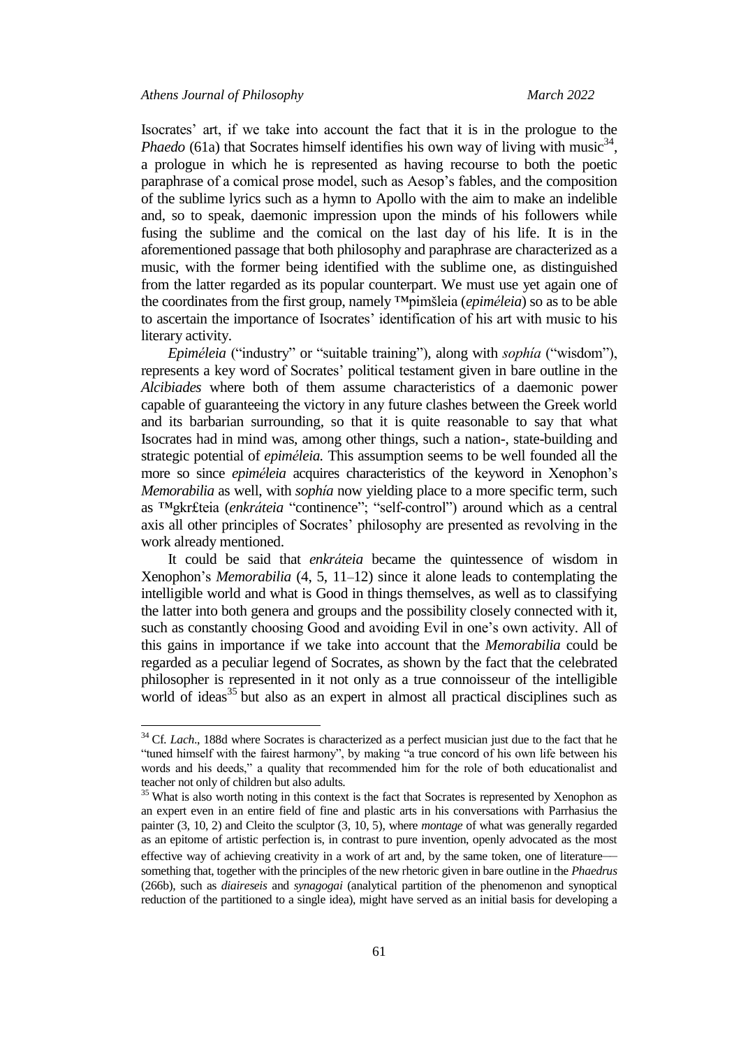Isocrates' art, if we take into account the fact that it is in the prologue to the *Phaedo* (61a) that Socrates himself identifies his own way of living with music[34], a prologue in which he is represented as having recourse to both the poetic paraphrase of a comical prose model, such as Aesop's fables, and the composition of the sublime lyrics such as a hymn to Apollo with the aim to make an indelible and, so to speak, daemonic impression upon the minds of his followers while fusing the sublime and the comical on the last day of his life. It is in the aforementioned passage that both philosophy and paraphrase are characterized as a music, with the former being identified with the sublime one, as distinguished from the latter regarded as its popular counterpart. We must use yet again one of the coordinates from the first group, namely ™pimšleia (*epiméleia*) so as to be able to ascertain the importance of Isocrates' identification of his art with music to his literary activity.

*Epiméleia* ("industry" or "suitable training"), along with *sophía* ("wisdom"), represents a key word of Socrates' political testament given in bare outline in the *Alcibiades* where both of them assume characteristics of a daemonic power capable of guaranteeing the victory in any future clashes between the Greek world and its barbarian surrounding, so that it is quite reasonable to say that what Isocrates had in mind was, among other things, such a nation-, state-building and strategic potential of *epiméleia.* This assumption seems to be well founded all the more so since *epiméleia* acquires characteristics of the keyword in Xenophon's *Memorabilia* as well, with *sophía* now yielding place to a more specific term, such as ™gkr£teia (*enkráteia* "continence"; "self-control") around which as a central axis all other principles of Socrates' philosophy are presented as revolving in the work already mentioned.

It could be said that *enkráteia* became the quintessence of wisdom in Xenophon's *Memorabilia* (4, 5, 11–12) since it alone leads to contemplating the intelligible world and what is Good in things themselves, as well as to classifying the latter into both genera and groups and the possibility closely connected with it, such as constantly choosing Good and avoiding Evil in one's own activity. All of this gains in importance if we take into account that the *Memorabilia* could be regarded as a peculiar legend of Socrates, as shown by the fact that the celebrated philosopher is represented in it not only as a true connoisseur of the intelligible world of ideas[35] but also as an expert in almost all practical disciplines such as

---

[34] Cf. *Lach*., 188d where Socrates is characterized as a perfect musician just due to the fact that he "tuned himself with the fairest harmony", by making "a true concord of his own life between his words and his deeds," a quality that recommended him for the role of both educationalist and teacher not only of children but also adults.

[35] What is also worth noting in this context is the fact that Socrates is represented by Xenophon as an expert even in an entire field of fine and plastic arts in his conversations with Parrhasius the painter (3, 10, 2) and Cleito the sculptor (3, 10, 5), where *montage* of what was generally regarded as an epitome of artistic perfection is, in contrast to pure invention, openly advocated as the most effective way of achieving creativity in a work of art and, by the same token, one of literature—something that, together with the principles of the new rhetoric given in bare outline in the *Phaedrus* (266b), such as *diaireseis* and *synagogai* (analytical partition of the phenomenon and synoptical reduction of the partitioned to a single idea), might have served as an initial basis for developing a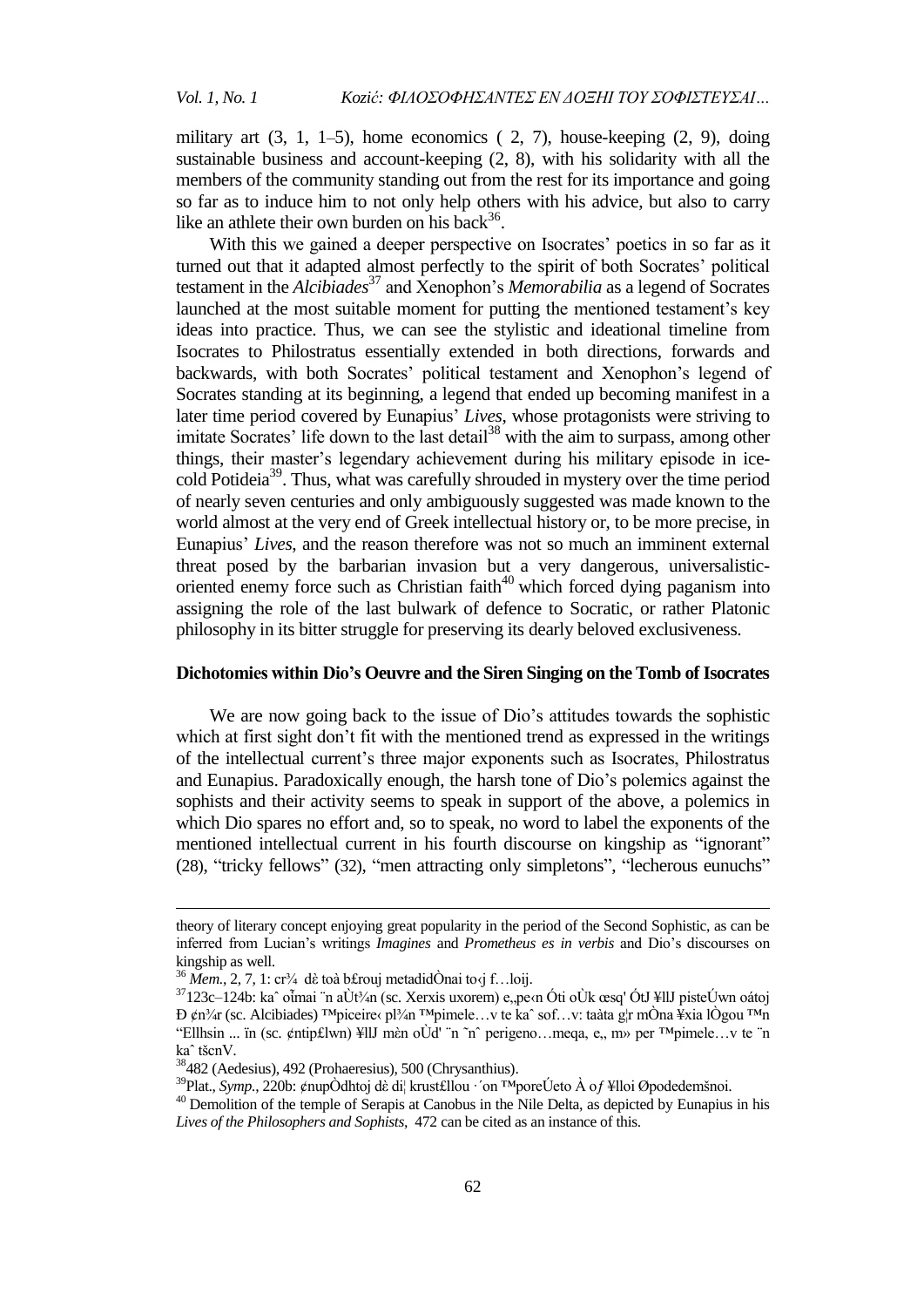military art (3, 1, 1–5), home economics ( 2, 7), house-keeping (2, 9), doing sustainable business and account-keeping (2, 8), with his solidarity with all the members of the community standing out from the rest for its importance and going so far as to induce him to not only help others with his advice, but also to carry like an athlete their own burden on his back[36].

With this we gained a deeper perspective on Isocrates' poetics in so far as it turned out that it adapted almost perfectly to the spirit of both Socrates' political testament in the *Alcibiades*[37] and Xenophon's *Memorabilia* as a legend of Socrates launched at the most suitable moment for putting the mentioned testament's key ideas into practice. Thus, we can see the stylistic and ideational timeline from Isocrates to Philostratus essentially extended in both directions, forwards and backwards, with both Socrates' political testament and Xenophon's legend of Socrates standing at its beginning, a legend that ended up becoming manifest in a later time period covered by Eunapius' *Lives*, whose protagonists were striving to imitate Socrates' life down to the last detail[38] with the aim to surpass, among other things, their master's legendary achievement during his military episode in ice-cold Potideia[39]. Thus, what was carefully shrouded in mystery over the time period of nearly seven centuries and only ambiguously suggested was made known to the world almost at the very end of Greek intellectual history or, to be more precise, in Eunapius' *Lives*, and the reason therefore was not so much an imminent external threat posed by the barbarian invasion but a very dangerous, universalistic-oriented enemy force such as Christian faith[40] which forced dying paganism into assigning the role of the last bulwark of defence to Socratic, or rather Platonic philosophy in its bitter struggle for preserving its dearly beloved exclusiveness.

## Dichotomies within Dio's Oeuvre and the Siren Singing on the Tomb of Isocrates

We are now going back to the issue of Dio's attitudes towards the sophistic which at first sight don't fit with the mentioned trend as expressed in the writings of the intellectual current's three major exponents such as Isocrates, Philostratus and Eunapius. Paradoxically enough, the harsh tone of Dio's polemics against the sophists and their activity seems to speak in support of the above, a polemics in which Dio spares no effort and, so to speak, no word to label the exponents of the mentioned intellectual current in his fourth discourse on kingship as "ignorant" (28), "tricky fellows" (32), "men attracting only simpletons", "lecherous eunuchs"

---

theory of literary concept enjoying great popularity in the period of the Second Sophistic, as can be inferred from Lucian's writings *Imagines* and *Prometheus es in verbis* and Dio's discourses on kingship as well.

[36] *Mem*., 2, 7, 1: cr¾ dè toà b£rouj metadidÒnai to‹j f…loij.

[37] 123c–124b: kaˆ oǐmai ¨n aÙt¾n (sc. Xerxis uxorem) e"pe‹n Óti oÙk œsq' ÓtJ ¥llJ pisteÚwn oátoj Ð ¢n¾r (sc. Alcibiades) ™piceire‹ pl¾n ™pimele…v te kaˆ sof…v: taàta g¦r mÒna ¥xia lÒgou ™n "Ellhsin ... ïn (sc. ¢ntip£lwn) ¥llJ mèn oÙd' ¨n ˜nˆ perigeno…meqa, e" m» per ™pimele…v te ¨n kaˆ tšcnV.

[38] 482 (Aedesius), 492 (Prohaeresius), 500 (Chrysanthius).

[39] Plat., *Symp*., 220b: ¢nupÒdhtoj dè di¦ krust£llou ·´on ™poreÚeto À o*f* ¥lloi Øpodedemšnoi.

[40] Demolition of the temple of Serapis at Canobus in the Nile Delta, as depicted by Eunapius in his *Lives of the Philosophers and Sophists*, 472 can be cited as an instance of this.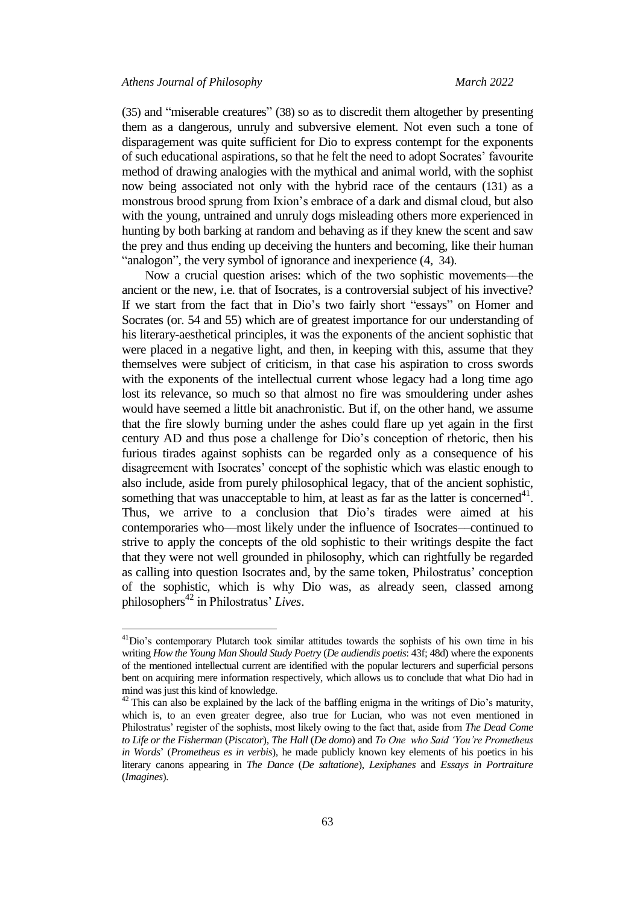(35) and "miserable creatures" (38) so as to discredit them altogether by presenting them as a dangerous, unruly and subversive element. Not even such a tone of disparagement was quite sufficient for Dio to express contempt for the exponents of such educational aspirations, so that he felt the need to adopt Socrates' favourite method of drawing analogies with the mythical and animal world, with the sophist now being associated not only with the hybrid race of the centaurs (131) as a monstrous brood sprung from Ixion's embrace of a dark and dismal cloud, but also with the young, untrained and unruly dogs misleading others more experienced in hunting by both barking at random and behaving as if they knew the scent and saw the prey and thus ending up deceiving the hunters and becoming, like their human "analogon", the very symbol of ignorance and inexperience (4, 34).

Now a crucial question arises: which of the two sophistic movements—the ancient or the new, i.e. that of Isocrates, is a controversial subject of his invective? If we start from the fact that in Dio's two fairly short "essays" on Homer and Socrates (or. 54 and 55) which are of greatest importance for our understanding of his literary-aesthetical principles, it was the exponents of the ancient sophistic that were placed in a negative light, and then, in keeping with this, assume that they themselves were subject of criticism, in that case his aspiration to cross swords with the exponents of the intellectual current whose legacy had a long time ago lost its relevance, so much so that almost no fire was smouldering under ashes would have seemed a little bit anachronistic. But if, on the other hand, we assume that the fire slowly burning under the ashes could flare up yet again in the first century AD and thus pose a challenge for Dio's conception of rhetoric, then his furious tirades against sophists can be regarded only as a consequence of his disagreement with Isocrates' concept of the sophistic which was elastic enough to also include, aside from purely philosophical legacy, that of the ancient sophistic, something that was unacceptable to him, at least as far as the latter is concerned[41]. Thus, we arrive to a conclusion that Dio's tirades were aimed at his contemporaries who—most likely under the influence of Isocrates—continued to strive to apply the concepts of the old sophistic to their writings despite the fact that they were not well grounded in philosophy, which can rightfully be regarded as calling into question Isocrates and, by the same token, Philostratus' conception of the sophistic, which is why Dio was, as already seen, classed among philosophers[42] in Philostratus' *Lives*.

---

[41] Dio's contemporary Plutarch took similar attitudes towards the sophists of his own time in his writing *How the Young Man Should Study Poetry* (*De audiendis poetis*: 43f; 48d) where the exponents of the mentioned intellectual current are identified with the popular lecturers and superficial persons bent on acquiring mere information respectively, which allows us to conclude that what Dio had in mind was just this kind of knowledge.

[42] This can also be explained by the lack of the baffling enigma in the writings of Dio's maturity, which is, to an even greater degree, also true for Lucian, who was not even mentioned in Philostratus' register of the sophists, most likely owing to the fact that, aside from *The Dead Come to Life or the Fisherman* (*Piscator*), *The Hall* (*De domo*) and *To One who Said 'You're Prometheus in Words*' (*Prometheus es in verbis*), he made publicly known key elements of his poetics in his literary canons appearing in *The Dance* (*De saltatione*), *Lexiphanes* and *Essays in Portraiture* (*Imagines*).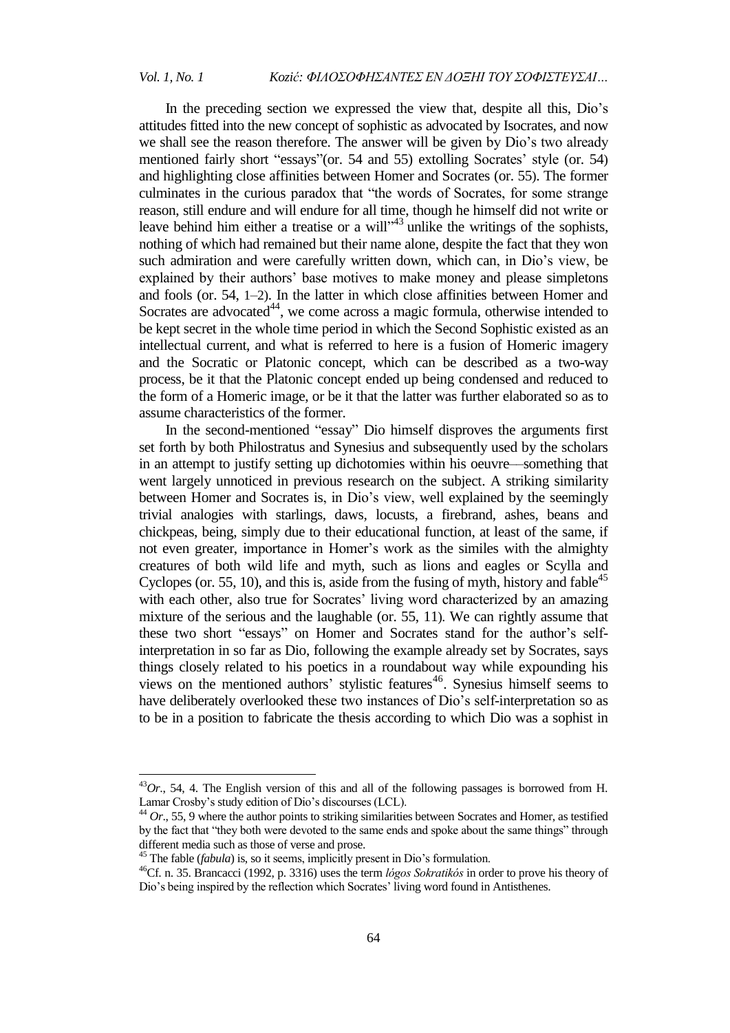In the preceding section we expressed the view that, despite all this, Dio's attitudes fitted into the new concept of sophistic as advocated by Isocrates, and now we shall see the reason therefore. The answer will be given by Dio's two already mentioned fairly short "essays"(or. 54 and 55) extolling Socrates' style (or. 54) and highlighting close affinities between Homer and Socrates (or. 55). The former culminates in the curious paradox that "the words of Socrates, for some strange reason, still endure and will endure for all time, though he himself did not write or leave behind him either a treatise or a will"[43] unlike the writings of the sophists, nothing of which had remained but their name alone, despite the fact that they won such admiration and were carefully written down, which can, in Dio's view, be explained by their authors' base motives to make money and please simpletons and fools (or. 54, 1–2). In the latter in which close affinities between Homer and Socrates are advocated[44], we come across a magic formula, otherwise intended to be kept secret in the whole time period in which the Second Sophistic existed as an intellectual current, and what is referred to here is a fusion of Homeric imagery and the Socratic or Platonic concept, which can be described as a two-way process, be it that the Platonic concept ended up being condensed and reduced to the form of a Homeric image, or be it that the latter was further elaborated so as to assume characteristics of the former.

In the second-mentioned "essay" Dio himself disproves the arguments first set forth by both Philostratus and Synesius and subsequently used by the scholars in an attempt to justify setting up dichotomies within his oeuvre—something that went largely unnoticed in previous research on the subject. A striking similarity between Homer and Socrates is, in Dio's view, well explained by the seemingly trivial analogies with starlings, daws, locusts, a firebrand, ashes, beans and chickpeas, being, simply due to their educational function, at least of the same, if not even greater, importance in Homer's work as the similes with the almighty creatures of both wild life and myth, such as lions and eagles or Scylla and Cyclopes (or. 55, 10), and this is, aside from the fusing of myth, history and fable[45] with each other, also true for Socrates' living word characterized by an amazing mixture of the serious and the laughable (or. 55, 11). We can rightly assume that these two short "essays" on Homer and Socrates stand for the author's self-interpretation in so far as Dio, following the example already set by Socrates, says things closely related to his poetics in a roundabout way while expounding his views on the mentioned authors' stylistic features[46]. Synesius himself seems to have deliberately overlooked these two instances of Dio's self-interpretation so as to be in a position to fabricate the thesis according to which Dio was a sophist in

---

[43] *Or*., 54, 4. The English version of this and all of the following passages is borrowed from H. Lamar Crosby's study edition of Dio's discourses (LCL).

[44] *Or*., 55, 9 where the author points to striking similarities between Socrates and Homer, as testified by the fact that "they both were devoted to the same ends and spoke about the same things" through different media such as those of verse and prose.

[45] The fable (*fabula*) is, so it seems, implicitly present in Dio's formulation.

[46] Cf. n. 35. Brancacci (1992, p. 3316) uses the term *lógos Sokratikós* in order to prove his theory of Dio's being inspired by the reflection which Socrates' living word found in Antisthenes.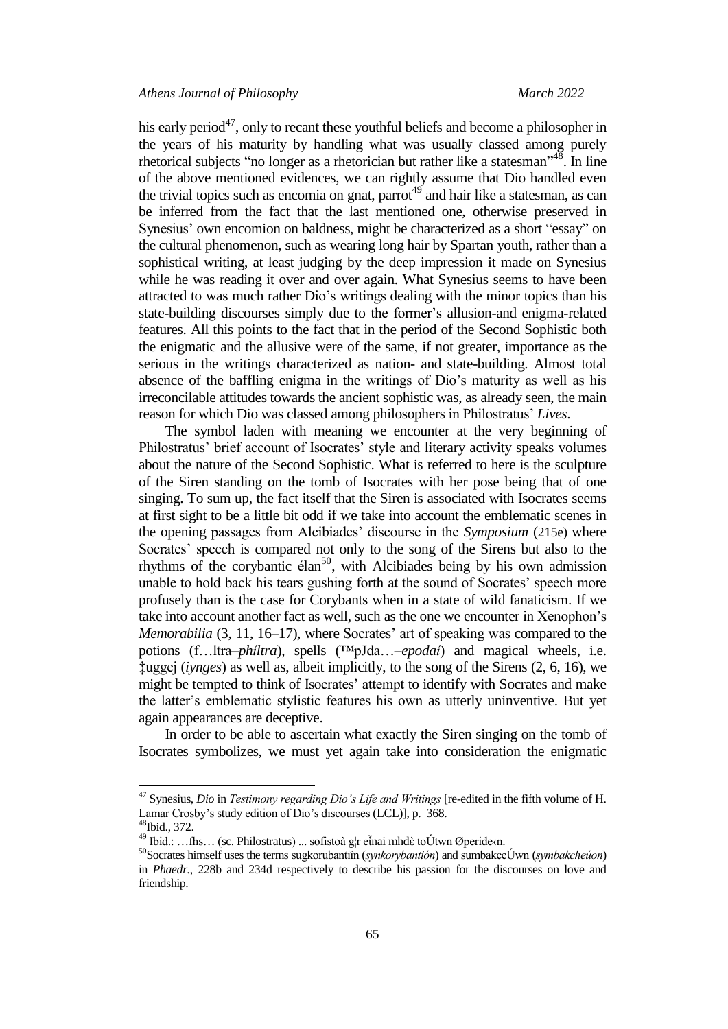his early period[47], only to recant these youthful beliefs and become a philosopher in the years of his maturity by handling what was usually classed among purely rhetorical subjects "no longer as a rhetorician but rather like a statesman"[48]. In line of the above mentioned evidences, we can rightly assume that Dio handled even the trivial topics such as encomia on gnat, parrot[49] and hair like a statesman, as can be inferred from the fact that the last mentioned one, otherwise preserved in Synesius' own encomion on baldness, might be characterized as a short "essay" on the cultural phenomenon, such as wearing long hair by Spartan youth, rather than a sophistical writing, at least judging by the deep impression it made on Synesius while he was reading it over and over again. What Synesius seems to have been attracted to was much rather Dio's writings dealing with the minor topics than his state-building discourses simply due to the former's allusion-and enigma-related features. All this points to the fact that in the period of the Second Sophistic both the enigmatic and the allusive were of the same, if not greater, importance as the serious in the writings characterized as nation- and state-building. Almost total absence of the baffling enigma in the writings of Dio's maturity as well as his irreconcilable attitudes towards the ancient sophistic was, as already seen, the main reason for which Dio was classed among philosophers in Philostratus' *Lives*.

The symbol laden with meaning we encounter at the very beginning of Philostratus' brief account of Isocrates' style and literary activity speaks volumes about the nature of the Second Sophistic. What is referred to here is the sculpture of the Siren standing on the tomb of Isocrates with her pose being that of one singing. To sum up, the fact itself that the Siren is associated with Isocrates seems at first sight to be a little bit odd if we take into account the emblematic scenes in the opening passages from Alcibiades' discourse in the *Symposium* (215e) where Socrates' speech is compared not only to the song of the Sirens but also to the rhythms of the corybantic élan[50], with Alcibiades being by his own admission unable to hold back his tears gushing forth at the sound of Socrates' speech more profusely than is the case for Corybants when in a state of wild fanaticism. If we take into account another fact as well, such as the one we encounter in Xenophon's *Memorabilia* (3, 11, 16–17), where Socrates' art of speaking was compared to the potions (f…ltra–*phíltra*), spells (™pJda…–*epodaí*) and magical wheels, i.e. ‡uggej (*iynges*) as well as, albeit implicitly, to the song of the Sirens (2, 6, 16), we might be tempted to think of Isocrates' attempt to identify with Socrates and make the latter's emblematic stylistic features his own as utterly uninventive. But yet again appearances are deceptive.

In order to be able to ascertain what exactly the Siren singing on the tomb of Isocrates symbolizes, we must yet again take into consideration the enigmatic

---

[47] Synesius, *Dio* in *Testimony regarding Dio's Life and Writings* [re-edited in the fifth volume of H. Lamar Crosby's study edition of Dio's discourses (LCL)], p. 368.

[48] Ibid., 372.

[49] Ibid.: …fhs… (sc. Philostratus) ... sofistoà g¦r eἶnai mhdὲ toÚtwn Øperide‹n.

[50] Socrates himself uses the terms sugkorubantiîn (*synkorybantión*) and sumbakceÚwn (*symbakcheúon*) in *Phaedr.*, 228b and 234d respectively to describe his passion for the discourses on love and friendship.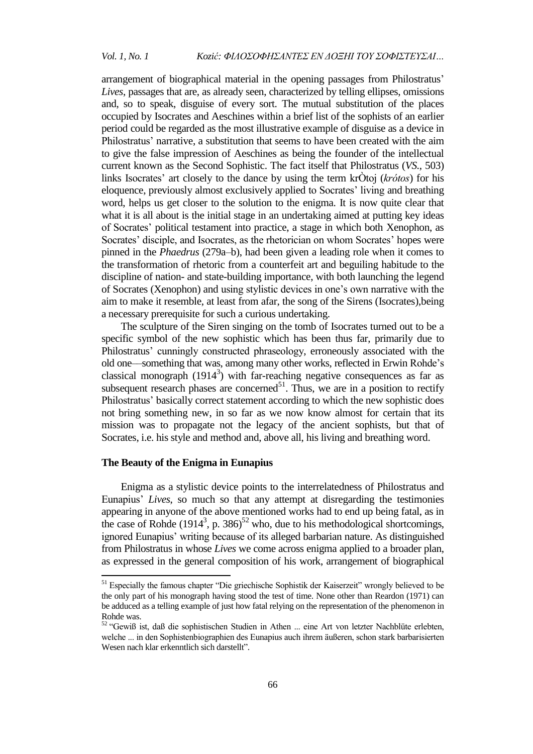arrangement of biographical material in the opening passages from Philostratus' *Lives*, passages that are, as already seen, characterized by telling ellipses, omissions and, so to speak, disguise of every sort. The mutual substitution of the places occupied by Isocrates and Aeschines within a brief list of the sophists of an earlier period could be regarded as the most illustrative example of disguise as a device in Philostratus' narrative, a substitution that seems to have been created with the aim to give the false impression of Aeschines as being the founder of the intellectual current known as the Second Sophistic. The fact itself that Philostratus (*VS.*, 503) links Isocrates' art closely to the dance by using the term krÒtoj (*krótos*) for his eloquence, previously almost exclusively applied to Socrates' living and breathing word, helps us get closer to the solution to the enigma. It is now quite clear that what it is all about is the initial stage in an undertaking aimed at putting key ideas of Socrates' political testament into practice, a stage in which both Xenophon, as Socrates' disciple, and Isocrates, as the rhetorician on whom Socrates' hopes were pinned in the *Phaedrus* (279a–b), had been given a leading role when it comes to the transformation of rhetoric from a counterfeit art and beguiling habitude to the discipline of nation- and state-building importance, with both launching the legend of Socrates (Xenophon) and using stylistic devices in one's own narrative with the aim to make it resemble, at least from afar, the song of the Sirens (Isocrates),being a necessary prerequisite for such a curious undertaking.

The sculpture of the Siren singing on the tomb of Isocrates turned out to be a specific symbol of the new sophistic which has been thus far, primarily due to Philostratus' cunningly constructed phraseology, erroneously associated with the old one—something that was, among many other works, reflected in Erwin Rohde's classical monograph (1914[3]) with far-reaching negative consequences as far as subsequent research phases are concerned[51]. Thus, we are in a position to rectify Philostratus' basically correct statement according to which the new sophistic does not bring something new, in so far as we now know almost for certain that its mission was to propagate not the legacy of the ancient sophists, but that of Socrates, i.e. his style and method and, above all, his living and breathing word.

### The Beauty of the Enigma in Eunapius

Enigma as a stylistic device points to the interrelatedness of Philostratus and Eunapius' *Lives*, so much so that any attempt at disregarding the testimonies appearing in anyone of the above mentioned works had to end up being fatal, as in the case of Rohde (1914[3], p. 386)[52] who, due to his methodological shortcomings, ignored Eunapius' writing because of its alleged barbarian nature. As distinguished from Philostratus in whose *Lives* we come across enigma applied to a broader plan, as expressed in the general composition of his work, arrangement of biographical

---

[51] Especially the famous chapter "Die griechische Sophistik der Kaiserzeit" wrongly believed to be the only part of his monograph having stood the test of time. None other than Reardon (1971) can be adduced as a telling example of just how fatal relying on the representation of the phenomenon in Rohde was.

[52] "Gewiß ist, daß die sophistischen Studien in Athen ... eine Art von letzter Nachblüte erlebten, welche ... in den Sophistenbiographien des Eunapius auch ihrem äußeren, schon stark barbarisierten Wesen nach klar erkenntlich sich darstellt".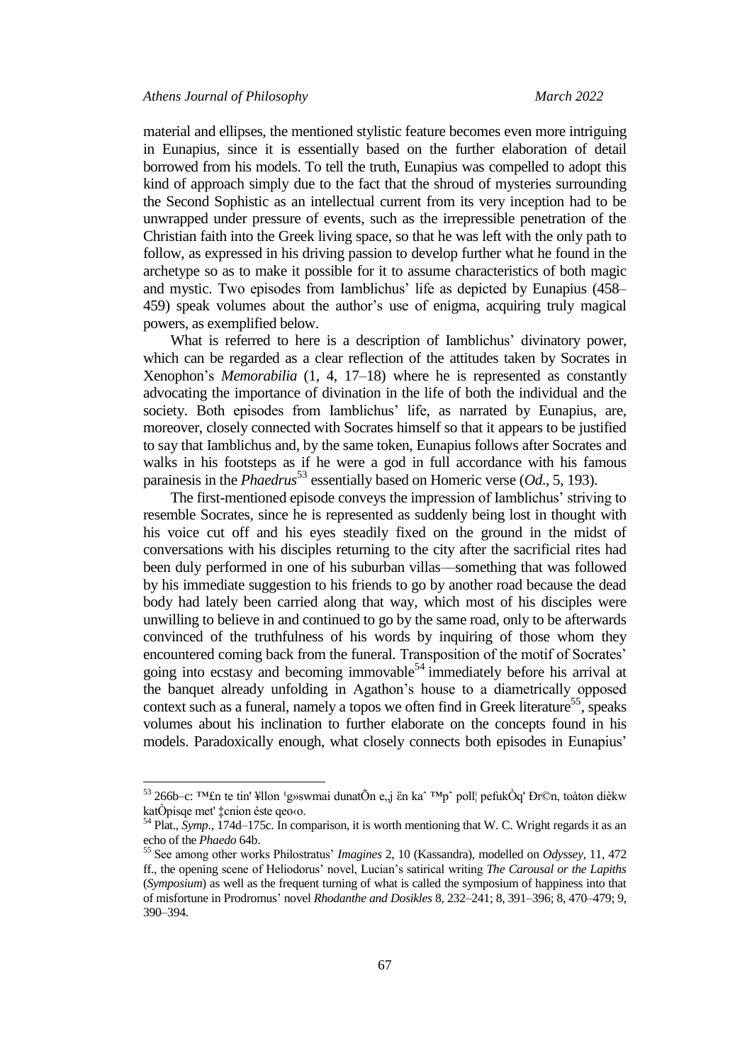material and ellipses, the mentioned stylistic feature becomes even more intriguing in Eunapius, since it is essentially based on the further elaboration of detail borrowed from his models. To tell the truth, Eunapius was compelled to adopt this kind of approach simply due to the fact that the shroud of mysteries surrounding the Second Sophistic as an intellectual current from its very inception had to be unwrapped under pressure of events, such as the irrepressible penetration of the Christian faith into the Greek living space, so that he was left with the only path to follow, as expressed in his driving passion to develop further what he found in the archetype so as to make it possible for it to assume characteristics of both magic and mystic. Two episodes from Iamblichus' life as depicted by Eunapius (458–459) speak volumes about the author's use of enigma, acquiring truly magical powers, as exemplified below.

What is referred to here is a description of Iamblichus' divinatory power, which can be regarded as a clear reflection of the attitudes taken by Socrates in Xenophon's *Memorabilia* (1, 4, 17–18) where he is represented as constantly advocating the importance of divination in the life of both the individual and the society. Both episodes from Iamblichus' life, as narrated by Eunapius, are, moreover, closely connected with Socrates himself so that it appears to be justified to say that Iamblichus and, by the same token, Eunapius follows after Socrates and walks in his footsteps as if he were a god in full accordance with his famous parainesis in the *Phaedrus*[53] essentially based on Homeric verse (*Od*., 5, 193).

The first-mentioned episode conveys the impression of Iamblichus' striving to resemble Socrates, since he is represented as suddenly being lost in thought with his voice cut off and his eyes steadily fixed on the ground in the midst of conversations with his disciples returning to the city after the sacrificial rites had been duly performed in one of his suburban villas—something that was followed by his immediate suggestion to his friends to go by another road because the dead body had lately been carried along that way, which most of his disciples were unwilling to believe in and continued to go by the same road, only to be afterwards convinced of the truthfulness of his words by inquiring of those whom they encountered coming back from the funeral. Transposition of the motif of Socrates' going into ecstasy and becoming immovable[54] immediately before his arrival at the banquet already unfolding in Agathon's house to a diametrically opposed context such as a funeral, namely a topos we often find in Greek literature[55], speaks volumes about his inclination to further elaborate on the concepts found in his models. Paradoxically enough, what closely connects both episodes in Eunapius'

---

[53] 266b–c: ™£n te tin' ¥llon 'g»swmai dunatÕn e„j ›n kaˆ ™pˆ poll¦ pefukÒq' Ðr©n, toàton diètw katÒpisqe met' ‡cnion éste qeo‹o.

[54] Plat., *Symp*., 174d–175c. In comparison, it is worth mentioning that W. C. Wright regards it as an echo of the *Phaedo* 64b.

[55] See among other works Philostratus' *Imagines* 2, 10 (Kassandra), modelled on *Odyssey*, 11, 472 ff., the opening scene of Heliodorus' novel, Lucian's satirical writing *The Carousal or the Lapiths* (*Symposium*) as well as the frequent turning of what is called the symposium of happiness into that of misfortune in Prodromus' novel *Rhodanthe and Dosikles* 8, 232–241; 8, 391–396; 8, 470–479; 9, 390–394.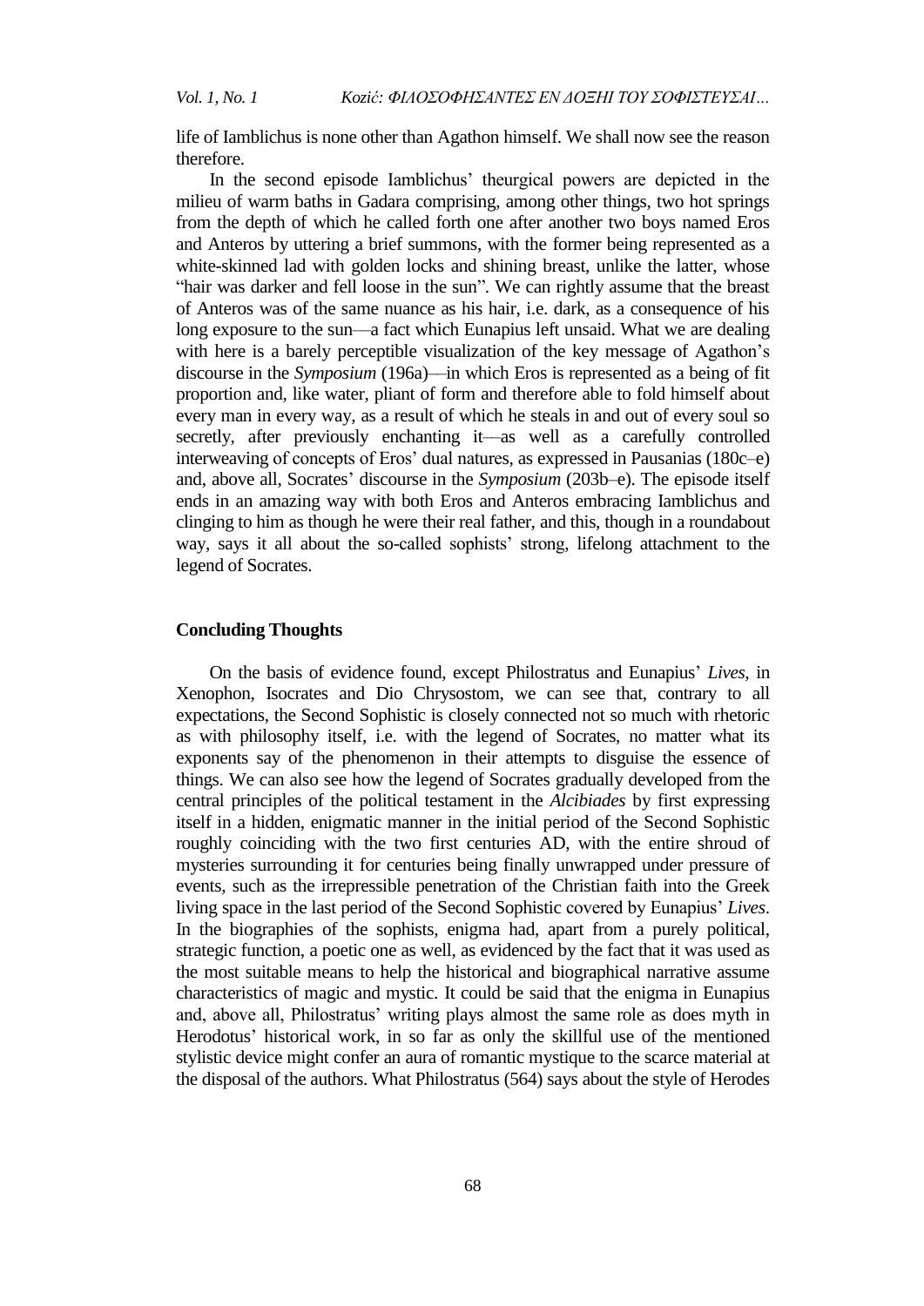life of Iamblichus is none other than Agathon himself. We shall now see the reason therefore.

In the second episode Iamblichus' theurgical powers are depicted in the milieu of warm baths in Gadara comprising, among other things, two hot springs from the depth of which he called forth one after another two boys named Eros and Anteros by uttering a brief summons, with the former being represented as a white-skinned lad with golden locks and shining breast, unlike the latter, whose "hair was darker and fell loose in the sun". We can rightly assume that the breast of Anteros was of the same nuance as his hair, i.e. dark, as a consequence of his long exposure to the sun—a fact which Eunapius left unsaid. What we are dealing with here is a barely perceptible visualization of the key message of Agathon's discourse in the *Symposium* (196a)—in which Eros is represented as a being of fit proportion and, like water, pliant of form and therefore able to fold himself about every man in every way, as a result of which he steals in and out of every soul so secretly, after previously enchanting it—as well as a carefully controlled interweaving of concepts of Eros' dual natures, as expressed in Pausanias (180c–e) and, above all, Socrates' discourse in the *Symposium* (203b–e). The episode itself ends in an amazing way with both Eros and Anteros embracing Iamblichus and clinging to him as though he were their real father, and this, though in a roundabout way, says it all about the so-called sophists' strong, lifelong attachment to the legend of Socrates.

## Concluding Thoughts

On the basis of evidence found, except Philostratus and Eunapius' *Lives*, in Xenophon, Isocrates and Dio Chrysostom, we can see that, contrary to all expectations, the Second Sophistic is closely connected not so much with rhetoric as with philosophy itself, i.e. with the legend of Socrates, no matter what its exponents say of the phenomenon in their attempts to disguise the essence of things. We can also see how the legend of Socrates gradually developed from the central principles of the political testament in the *Alcibiades* by first expressing itself in a hidden, enigmatic manner in the initial period of the Second Sophistic roughly coinciding with the two first centuries AD, with the entire shroud of mysteries surrounding it for centuries being finally unwrapped under pressure of events, such as the irrepressible penetration of the Christian faith into the Greek living space in the last period of the Second Sophistic covered by Eunapius' *Lives*. In the biographies of the sophists, enigma had, apart from a purely political, strategic function, a poetic one as well, as evidenced by the fact that it was used as the most suitable means to help the historical and biographical narrative assume characteristics of magic and mystic. It could be said that the enigma in Eunapius and, above all, Philostratus' writing plays almost the same role as does myth in Herodotus' historical work, in so far as only the skillful use of the mentioned stylistic device might confer an aura of romantic mystique to the scarce material at the disposal of the authors. What Philostratus (564) says about the style of Herodes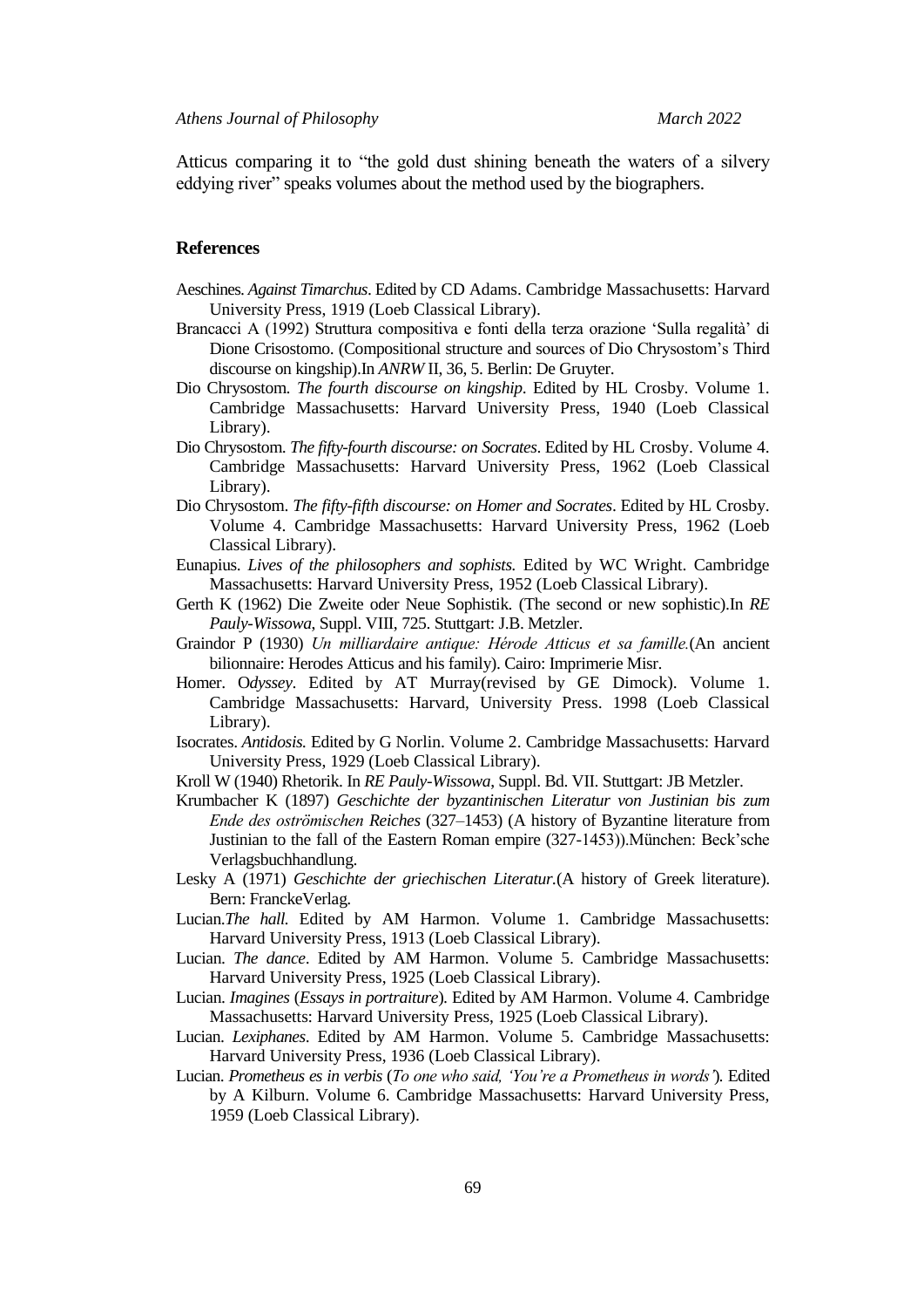Atticus comparing it to "the gold dust shining beneath the waters of a silvery eddying river" speaks volumes about the method used by the biographers.

## References

Aeschines. *Against Timarchus*. Edited by CD Adams. Cambridge Massachusetts: Harvard University Press, 1919 (Loeb Classical Library).

Brancacci A (1992) Struttura compositiva e fonti della terza orazione 'Sulla regalità' di Dione Crisostomo. (Compositional structure and sources of Dio Chrysostom's Third discourse on kingship).In *ANRW* II, 36, 5. Berlin: De Gruyter.

Dio Chrysostom. *The fourth discourse on kingship*. Edited by HL Crosby. Volume 1. Cambridge Massachusetts: Harvard University Press, 1940 (Loeb Classical Library).

Dio Chrysostom. *The fifty-fourth discourse: on Socrates*. Edited by HL Crosby. Volume 4. Cambridge Massachusetts: Harvard University Press, 1962 (Loeb Classical Library).

Dio Chrysostom. *The fifty-fifth discourse: on Homer and Socrates*. Edited by HL Crosby. Volume 4. Cambridge Massachusetts: Harvard University Press, 1962 (Loeb Classical Library).

Eunapius. *Lives of the philosophers and sophists.* Edited by WC Wright. Cambridge Massachusetts: Harvard University Press, 1952 (Loeb Classical Library).

Gerth K (1962) Die Zweite oder Neue Sophistik. (The second or new sophistic).In *RE Pauly-Wissowa*, Suppl. VIII, 725. Stuttgart: J.B. Metzler.

Graindor P (1930) *Un milliardaire antique: Hérode Atticus et sa famille.*(An ancient bilionnaire: Herodes Atticus and his family). Cairo: Imprimerie Misr.

Homer. O*dyssey*. Edited by AT Murray(revised by GE Dimock). Volume 1. Cambridge Massachusetts: Harvard, University Press. 1998 (Loeb Classical Library).

Isocrates. *Antidosis.* Edited by G Norlin. Volume 2. Cambridge Massachusetts: Harvard University Press, 1929 (Loeb Classical Library).

Kroll W (1940) Rhetorik. In *RE Pauly-Wissowa*, Suppl. Bd. VII. Stuttgart: JB Metzler.

Krumbacher K (1897) *Geschichte der byzantinischen Literatur von Justinian bis zum Ende des oströmischen Reiches* (327–1453) (A history of Byzantine literature from Justinian to the fall of the Eastern Roman empire (327-1453)).München: Beck'sche Verlagsbuchhandlung.

Lesky A (1971) *Geschichte der griechischen Literatur.*(A history of Greek literature). Bern: FranckeVerlag.

Lucian.*The hall.* Edited by AM Harmon. Volume 1. Cambridge Massachusetts: Harvard University Press, 1913 (Loeb Classical Library).

Lucian. *The dance*. Edited by AM Harmon. Volume 5. Cambridge Massachusetts: Harvard University Press, 1925 (Loeb Classical Library).

Lucian. *Imagines* (*Essays in portraiture*). Edited by AM Harmon. Volume 4. Cambridge Massachusetts: Harvard University Press, 1925 (Loeb Classical Library).

Lucian. *Lexiphanes*. Edited by AM Harmon. Volume 5. Cambridge Massachusetts: Harvard University Press, 1936 (Loeb Classical Library).

Lucian. *Prometheus es in verbis* (*To one who said, 'You're a Prometheus in words'*). Edited by A Kilburn. Volume 6. Cambridge Massachusetts: Harvard University Press, 1959 (Loeb Classical Library).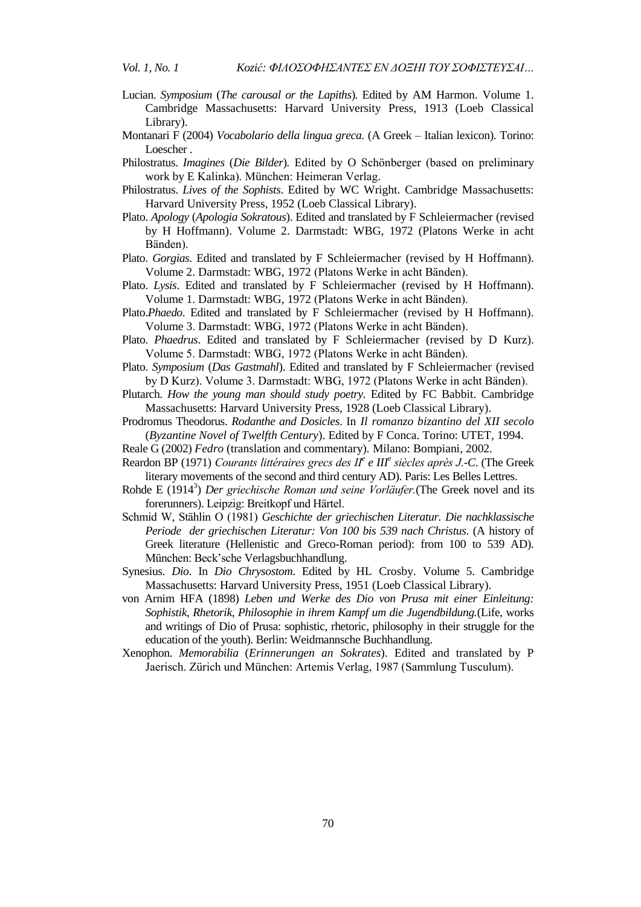Lucian. *Symposium* (*The carousal or the Lapiths*). Edited by AM Harmon. Volume 1. Cambridge Massachusetts: Harvard University Press, 1913 (Loeb Classical Library).

Montanari F (2004) *Vocabolario della lingua greca.* (A Greek – Italian lexicon). Torino: Loescher .

Philostratus. *Imagines* (*Die Bilder*). Edited by O Schönberger (based on preliminary work by E Kalinka). München: Heimeran Verlag.

Philostratus. *Lives of the Sophists*. Edited by WC Wright. Cambridge Massachusetts: Harvard University Press, 1952 (Loeb Classical Library).

Plato. *Apology* (*Apologia Sokratous*). Edited and translated by F Schleiermacher (revised by H Hoffmann). Volume 2. Darmstadt: WBG, 1972 (Platons Werke in acht Bänden).

Plato. *Gorgias*. Edited and translated by F Schleiermacher (revised by H Hoffmann). Volume 2. Darmstadt: WBG, 1972 (Platons Werke in acht Bänden).

Plato. *Lysis*. Edited and translated by F Schleiermacher (revised by H Hoffmann). Volume 1. Darmstadt: WBG, 1972 (Platons Werke in acht Bänden).

Plato.*Phaedo*. Edited and translated by F Schleiermacher (revised by H Hoffmann). Volume 3. Darmstadt: WBG, 1972 (Platons Werke in acht Bänden).

Plato. *Phaedrus*. Edited and translated by F Schleiermacher (revised by D Kurz). Volume 5. Darmstadt: WBG, 1972 (Platons Werke in acht Bänden).

Plato. *Symposium* (*Das Gastmahl*). Edited and translated by F Schleiermacher (revised by D Kurz). Volume 3. Darmstadt: WBG, 1972 (Platons Werke in acht Bänden).

Plutarch. *How the young man should study poetry*. Edited by FC Babbit. Cambridge Massachusetts: Harvard University Press, 1928 (Loeb Classical Library).

Prodromus Theodorus. *Rodanthe and Dosicles*. In *Il romanzo bizantino del XII secolo* (*Byzantine Novel of Twelfth Century*). Edited by F Conca. Torino: UTET, 1994.

Reale G (2002) *Fedro* (translation and commentary). Milano: Bompiani, 2002.

Reardon BP (1971) *Courants littéraires grecs des II^e e III^e siècles après J.-C.* (The Greek literary movements of the second and third century AD). Paris: Les Belles Lettres.

Rohde E (1914[3]) *Der griechische Roman und seine Vorläufer.*(The Greek novel and its forerunners). Leipzig: Breitkopf und Härtel.

Schmid W, Stählin O (1981) *Geschichte der griechischen Literatur. Die nachklassische Periode der griechischen Literatur: Von 100 bis 539 nach Christus*. (A history of Greek literature (Hellenistic and Greco-Roman period): from 100 to 539 AD). München: Beck'sche Verlagsbuchhandlung.

Synesius. *Dio*. In *Dio Chrysostom*. Edited by HL Crosby. Volume 5. Cambridge Massachusetts: Harvard University Press, 1951 (Loeb Classical Library).

von Arnim HFA (1898) *Leben und Werke des Dio von Prusa mit einer Einleitung: Sophistik, Rhetorik, Philosophie in ihrem Kampf um die Jugendbildung.*(Life, works and writings of Dio of Prusa: sophistic, rhetoric, philosophy in their struggle for the education of the youth). Berlin: Weidmannsche Buchhandlung.

Xenophon. *Memorabilia* (*Erinnerungen an Sokrates*). Edited and translated by P Jaerisch. Zürich und München: Artemis Verlag, 1987 (Sammlung Tusculum).